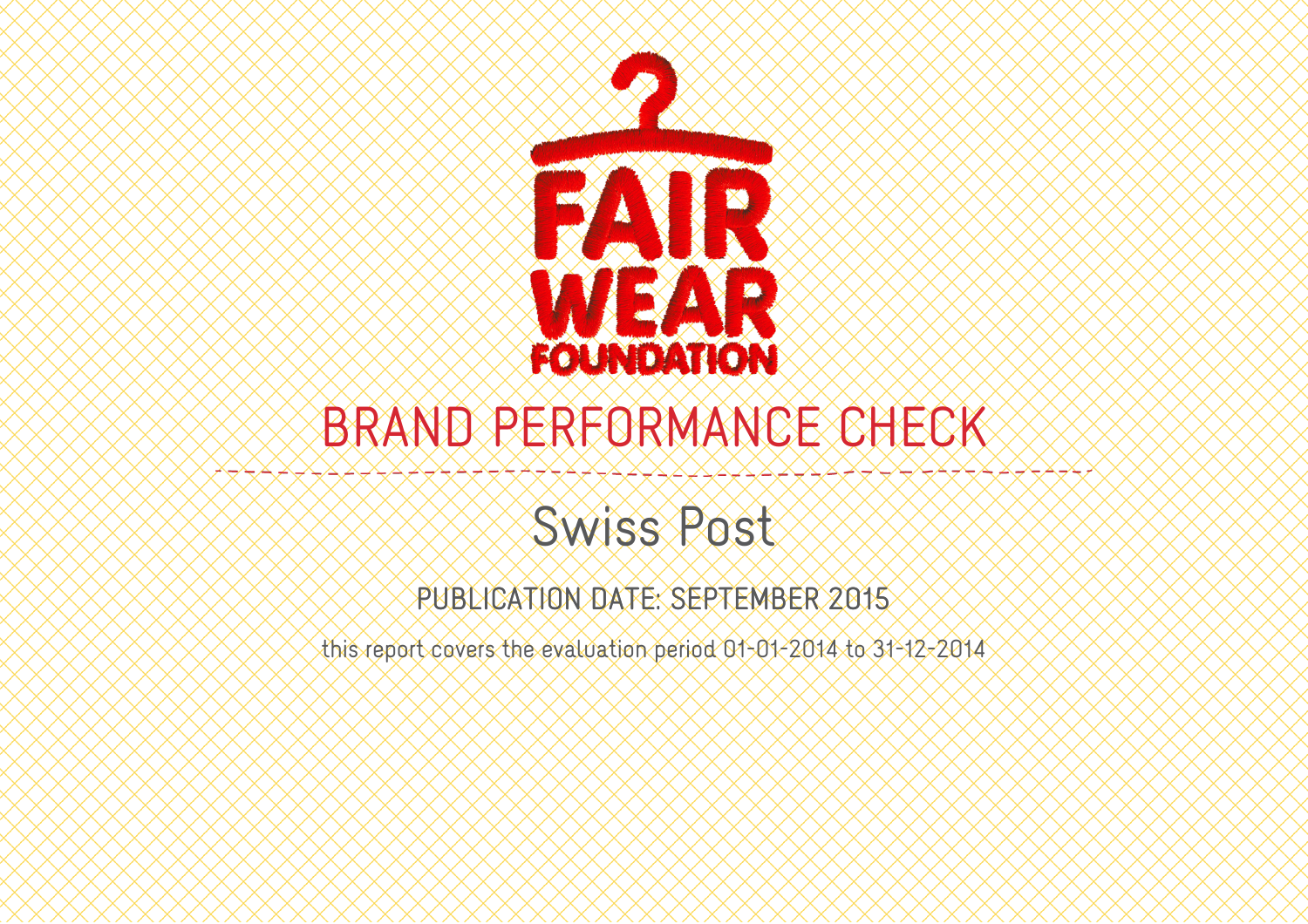FAIR WEAR FOUNDATION

# BRAND PERFORMANCE CHECK

## Swiss Post

PUBLICATION DATE: SEPTEMBER 2015

this report covers the evaluation period 01-01-2014 to 31-12-2014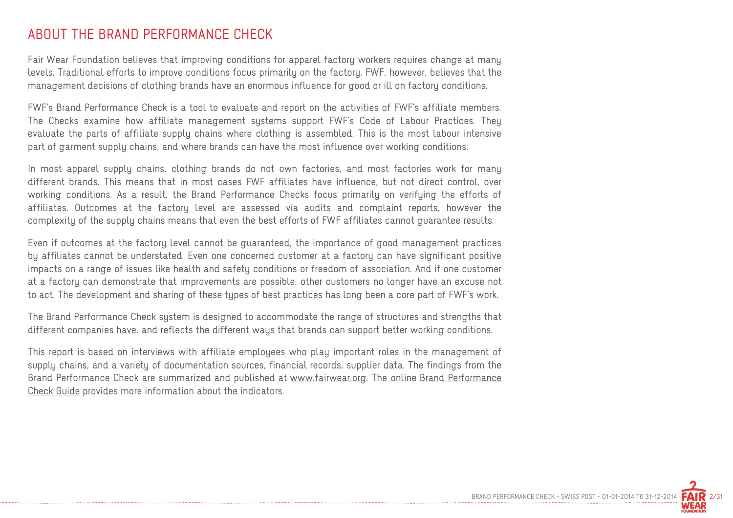# ABOUT THE BRAND PERFORMANCE CHECK

Fair Wear Foundation believes that improving conditions for apparel factory workers requires change at many levels. Traditional efforts to improve conditions focus primarily on the factory. FWF, however, believes that the management decisions of clothing brands have an enormous influence for good or ill on factory conditions.

FWF's Brand Performance Check is a tool to evaluate and report on the activities of FWF's affiliate members. The Checks examine how affiliate management systems support FWF's Code of Labour Practices. They evaluate the parts of affiliate supply chains where clothing is assembled. This is the most labour intensive part of garment supply chains, and where brands can have the most influence over working conditions.

In most apparel supply chains, clothing brands do not own factories, and most factories work for many different brands. This means that in most cases FWF affiliates have influence, but not direct control, over working conditions. As a result, the Brand Performance Checks focus primarily on verifying the efforts of affiliates. Outcomes at the factory level are assessed via audits and complaint reports, however the complexity of the supply chains means that even the best efforts of FWF affiliates cannot guarantee results.

Even if outcomes at the factory level cannot be guaranteed, the importance of good management practices by affiliates cannot be understated. Even one concerned customer at a factory can have significant positive impacts on a range of issues like health and safety conditions or freedom of association. And if one customer at a factory can demonstrate that improvements are possible, other customers no longer have an excuse not to act. The development and sharing of these types of best practices has long been a core part of FWF's work.

The Brand Performance Check system is designed to accommodate the range of structures and strengths that different companies have, and reflects the different ways that brands can support better working conditions.

This report is based on interviews with affiliate employees who play important roles in the management of supply chains, and a variety of documentation sources, financial records, supplier data. The findings from the Brand Performance Check are summarized and published at www.fairwear.org. The online Brand Performance Check Guide provides more information about the indicators.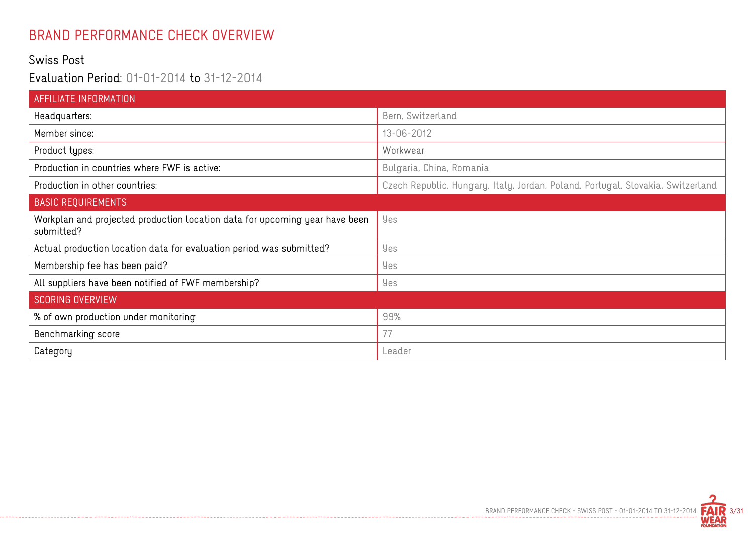# BRAND PERFORMANCE CHECK OVERVIEW

## Swiss Post

### Evaluation Period: 01-01-2014 to 31-12-2014

| AFFILIATE INFORMATION | |
|---|---|
| Headquarters: | Bern, Switzerland |
| Member since: | 13-06-2012 |
| Product types: | Workwear |
| Production in countries where FWF is active: | Bulgaria, China, Romania |
| Production in other countries: | Czech Republic, Hungary, Italy, Jordan, Poland, Portugal, Slovakia, Switzerland |
| **BASIC REQUIREMENTS** | |
| Workplan and projected production location data for upcoming year have been submitted? | Yes |
| Actual production location data for evaluation period was submitted? | Yes |
| Membership fee has been paid? | Yes |
| All suppliers have been notified of FWF membership? | Yes |
| **SCORING OVERVIEW** | |
| % of own production under monitoring | 99% |
| Benchmarking score | 77 |
| Category | Leader |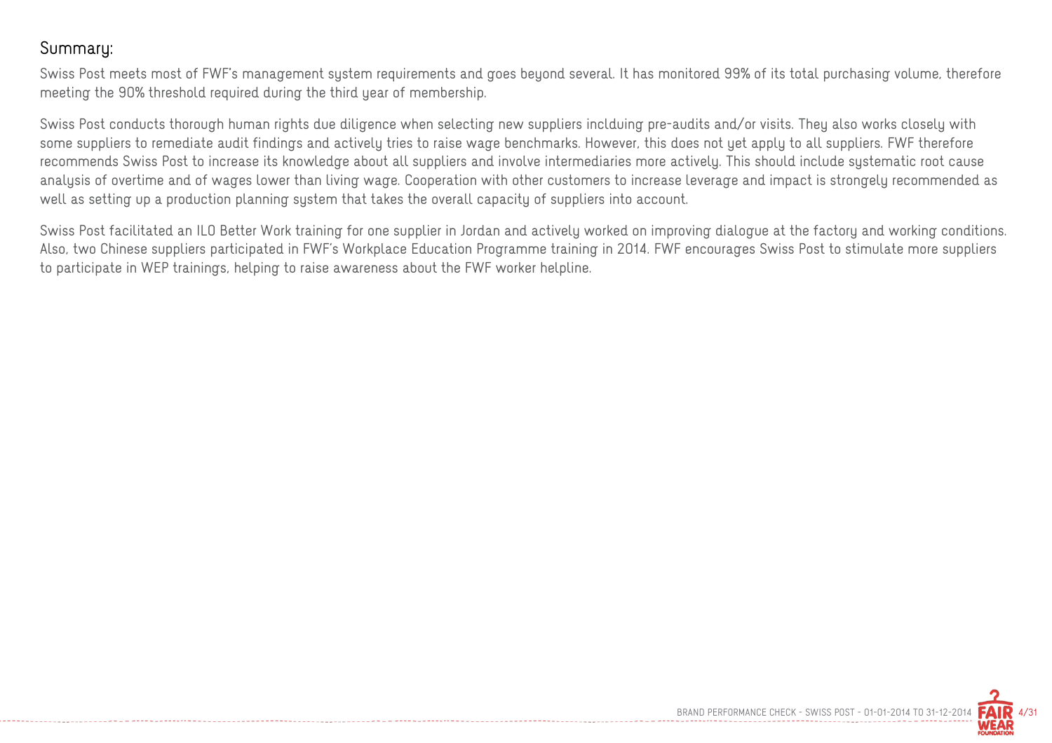## Summary:

Swiss Post meets most of FWF's management system requirements and goes beyond several. It has monitored 99% of its total purchasing volume, therefore meeting the 90% threshold required during the third year of membership.

Swiss Post conducts thorough human rights due diligence when selecting new suppliers inclduing pre-audits and/or visits. They also works closely with some suppliers to remediate audit findings and actively tries to raise wage benchmarks. However, this does not yet apply to all suppliers. FWF therefore recommends Swiss Post to increase its knowledge about all suppliers and involve intermediaries more actively. This should include systematic root cause analysis of overtime and of wages lower than living wage. Cooperation with other customers to increase leverage and impact is strongely recommended as well as setting up a production planning system that takes the overall capacity of suppliers into account.

Swiss Post facilitated an ILO Better Work training for one supplier in Jordan and actively worked on improving dialogue at the factory and working conditions. Also, two Chinese suppliers participated in FWF's Workplace Education Programme training in 2014. FWF encourages Swiss Post to stimulate more suppliers to participate in WEP trainings, helping to raise awareness about the FWF worker helpline.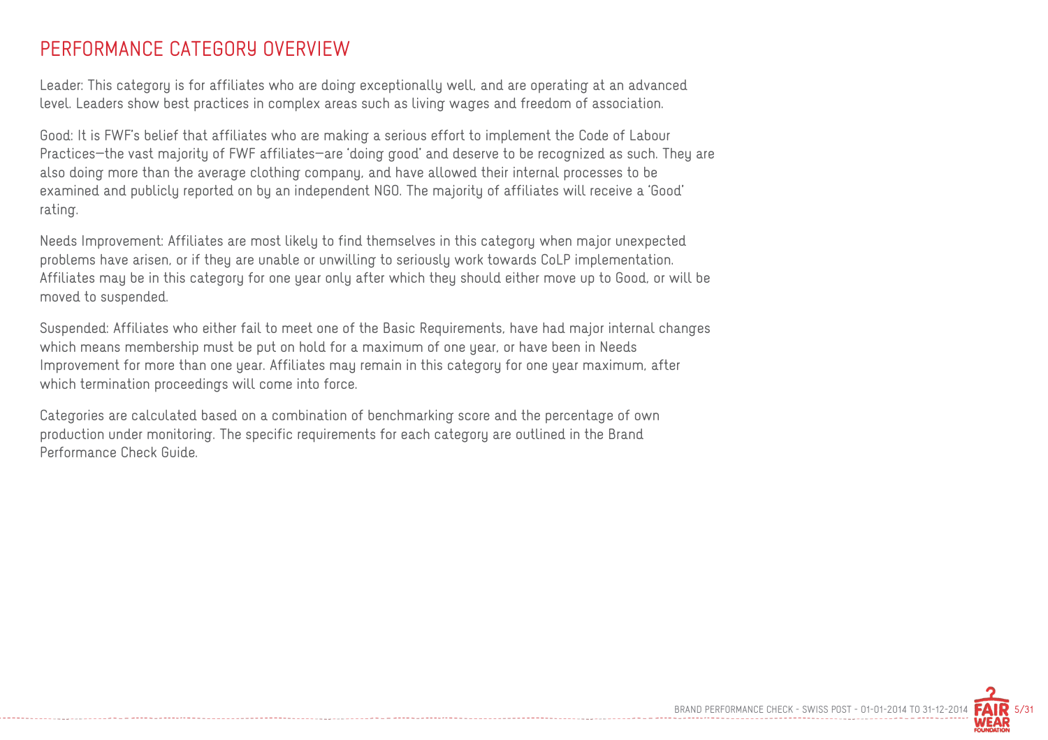# PERFORMANCE CATEGORY OVERVIEW

Leader: This category is for affiliates who are doing exceptionally well, and are operating at an advanced level. Leaders show best practices in complex areas such as living wages and freedom of association.

Good: It is FWF's belief that affiliates who are making a serious effort to implement the Code of Labour Practices—the vast majority of FWF affiliates—are 'doing good' and deserve to be recognized as such. They are also doing more than the average clothing company, and have allowed their internal processes to be examined and publicly reported on by an independent NGO. The majority of affiliates will receive a 'Good' rating.

Needs Improvement: Affiliates are most likely to find themselves in this category when major unexpected problems have arisen, or if they are unable or unwilling to seriously work towards CoLP implementation. Affiliates may be in this category for one year only after which they should either move up to Good, or will be moved to suspended.

Suspended: Affiliates who either fail to meet one of the Basic Requirements, have had major internal changes which means membership must be put on hold for a maximum of one year, or have been in Needs Improvement for more than one year. Affiliates may remain in this category for one year maximum, after which termination proceedings will come into force.

Categories are calculated based on a combination of benchmarking score and the percentage of own production under monitoring. The specific requirements for each category are outlined in the Brand Performance Check Guide.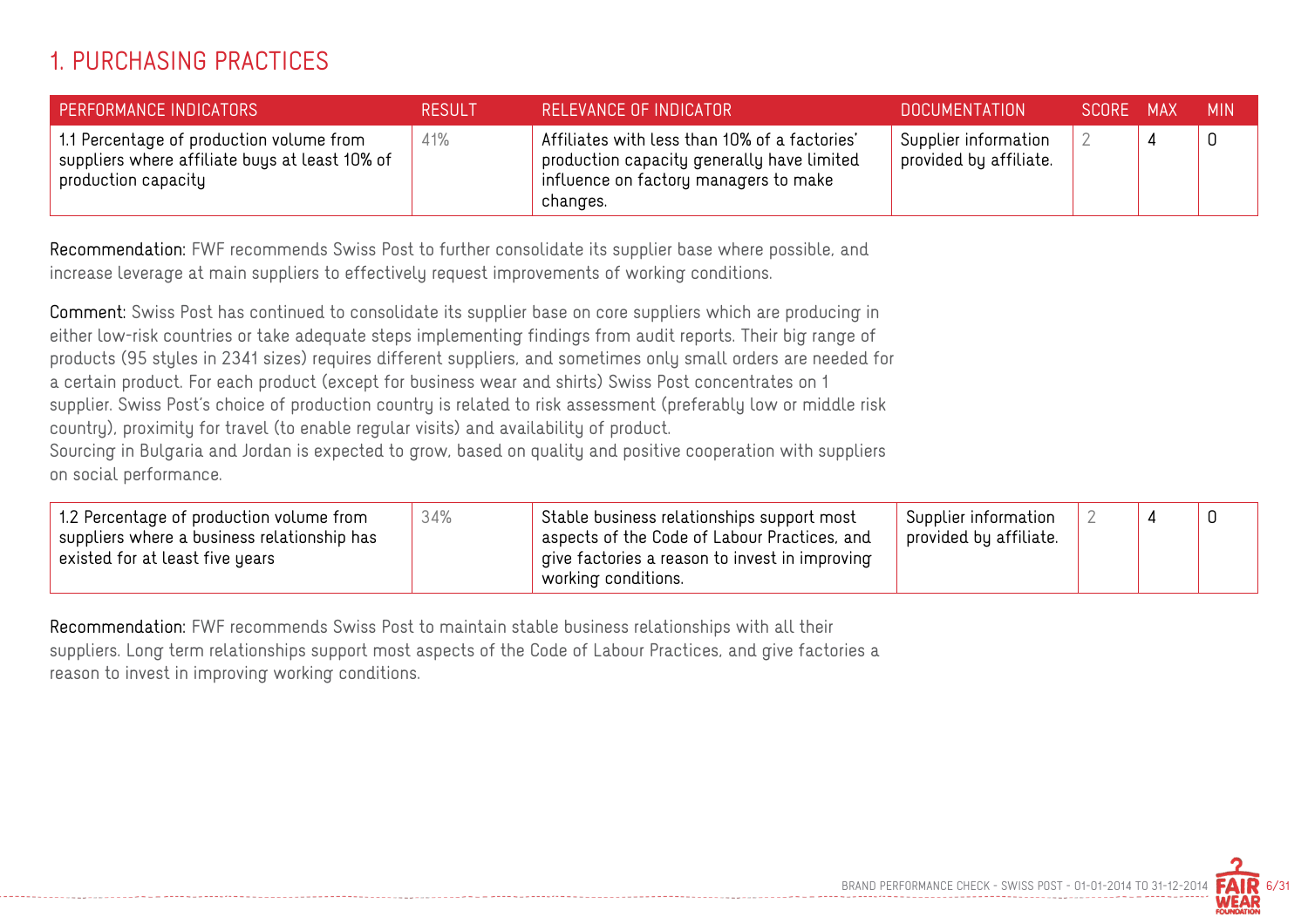# 1. PURCHASING PRACTICES

| PERFORMANCE INDICATORS | RESULT | RELEVANCE OF INDICATOR | DOCUMENTATION | SCORE | MAX | MIN |
|---|---|---|---|---|---|---|
| 1.1 Percentage of production volume from suppliers where affiliate buys at least 10% of production capacity | 41% | Affiliates with less than 10% of a factories' production capacity generally have limited influence on factory managers to make changes. | Supplier information provided by affiliate. | 2 | 4 | 0 |

**Recommendation:** FWF recommends Swiss Post to further consolidate its supplier base where possible, and increase leverage at main suppliers to effectively request improvements of working conditions.

**Comment:** Swiss Post has continued to consolidate its supplier base on core suppliers which are producing in either low-risk countries or take adequate steps implementing findings from audit reports. Their big range of products (95 styles in 2341 sizes) requires different suppliers, and sometimes only small orders are needed for a certain product. For each product (except for business wear and shirts) Swiss Post concentrates on 1 supplier. Swiss Post's choice of production country is related to risk assessment (preferably low or middle risk country), proximity for travel (to enable regular visits) and availability of product.
Sourcing in Bulgaria and Jordan is expected to grow, based on quality and positive cooperation with suppliers on social performance.

| PERFORMANCE INDICATORS | RESULT | RELEVANCE OF INDICATOR | DOCUMENTATION | SCORE | MAX | MIN |
|---|---|---|---|---|---|---|
| 1.2 Percentage of production volume from suppliers where a business relationship has existed for at least five years | 34% | Stable business relationships support most aspects of the Code of Labour Practices, and give factories a reason to invest in improving working conditions. | Supplier information provided by affiliate. | 2 | 4 | 0 |

**Recommendation:** FWF recommends Swiss Post to maintain stable business relationships with all their suppliers. Long term relationships support most aspects of the Code of Labour Practices, and give factories a reason to invest in improving working conditions.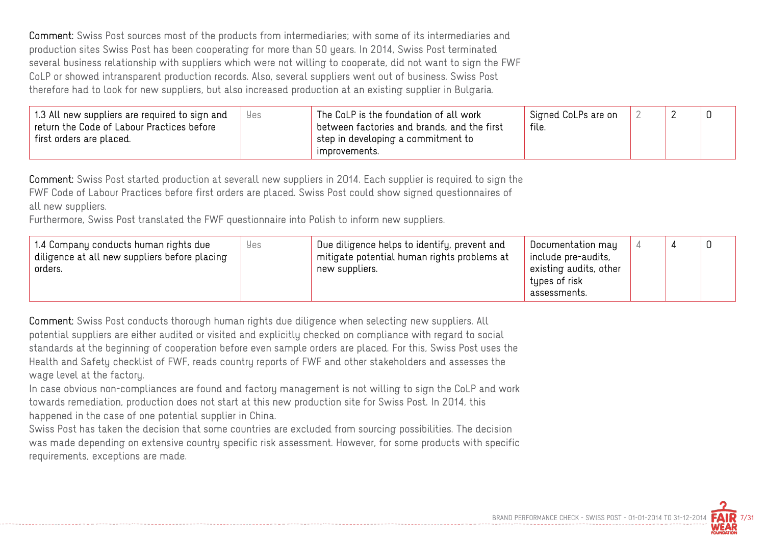**Comment:** Swiss Post sources most of the products from intermediaries; with some of its intermediaries and production sites Swiss Post has been cooperating for more than 50 years. In 2014, Swiss Post terminated several business relationship with suppliers which were not willing to cooperate, did not want to sign the FWF CoLP or showed intransparent production records. Also, several suppliers went out of business. Swiss Post therefore had to look for new suppliers, but also increased production at an existing supplier in Bulgaria.

| | | | | | | |
|---|---|---|---|---|---|---|
| 1.3 All new suppliers are required to sign and return the Code of Labour Practices before first orders are placed. | Yes | The CoLP is the foundation of all work between factories and brands, and the first step in developing a commitment to improvements. | Signed CoLPs are on file. | 2 | 2 | 0 |

**Comment:** Swiss Post started production at severall new suppliers in 2014. Each supplier is required to sign the FWF Code of Labour Practices before first orders are placed. Swiss Post could show signed questionnaires of all new suppliers.
Furthermore, Swiss Post translated the FWF questionnaire into Polish to inform new suppliers.

| | | | | | | |
|---|---|---|---|---|---|---|
| 1.4 Company conducts human rights due diligence at all new suppliers before placing orders. | Yes | Due diligence helps to identify, prevent and mitigate potential human rights problems at new suppliers. | Documentation may include pre-audits, existing audits, other types of risk assessments. | 4 | 4 | 0 |

**Comment:** Swiss Post conducts thorough human rights due diligence when selecting new suppliers. All potential suppliers are either audited or visited and explicitly checked on compliance with regard to social standards at the beginning of cooperation before even sample orders are placed. For this, Swiss Post uses the Health and Safety checklist of FWF, reads country reports of FWF and other stakeholders and assesses the wage level at the factory.
In case obvious non-compliances are found and factory management is not willing to sign the CoLP and work towards remediation, production does not start at this new production site for Swiss Post. In 2014, this happened in the case of one potential supplier in China.
Swiss Post has taken the decision that some countries are excluded from sourcing possibilities. The decision was made depending on extensive country specific risk assessment. However, for some products with specific requirements, exceptions are made.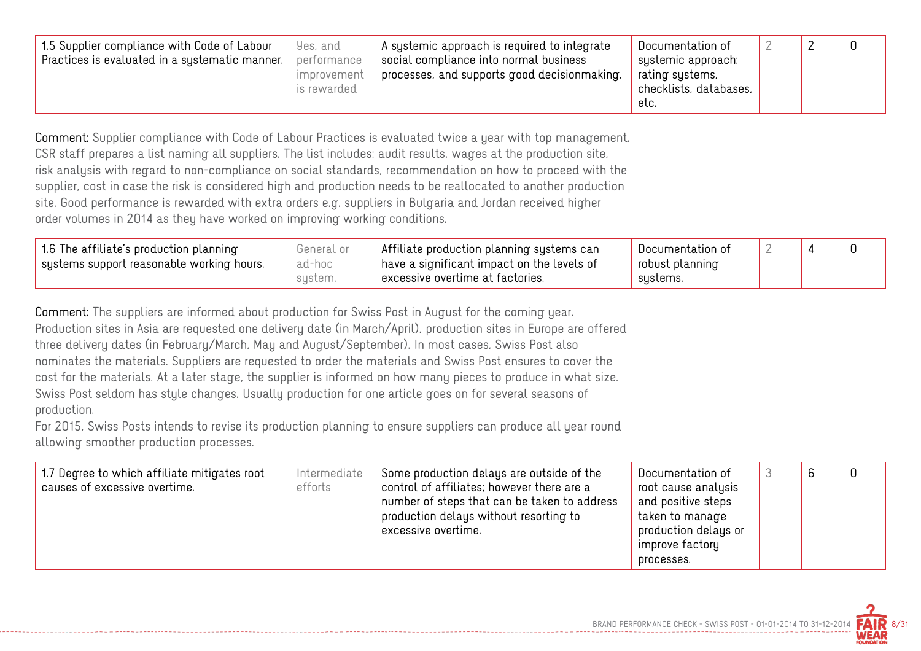| 1.5 Supplier compliance with Code of Labour Practices is evaluated in a systematic manner. | Yes, and performance improvement is rewarded | A systemic approach is required to integrate social compliance into normal business processes, and supports good decisionmaking. | Documentation of systemic approach: rating systems, checklists, databases, etc. | 2 | 2 | 0 |
|---|---|---|---|---|---|---|

**Comment:** Supplier compliance with Code of Labour Practices is evaluated twice a year with top management. CSR staff prepares a list naming all suppliers. The list includes: audit results, wages at the production site, risk analysis with regard to non-compliance on social standards, recommendation on how to proceed with the supplier, cost in case the risk is considered high and production needs to be reallocated to another production site. Good performance is rewarded with extra orders e.g. suppliers in Bulgaria and Jordan received higher order volumes in 2014 as they have worked on improving working conditions.

| 1.6 The affiliate's production planning systems support reasonable working hours. | General or ad-hoc system. | Affiliate production planning systems can have a significant impact on the levels of excessive overtime at factories. | Documentation of robust planning systems. | 2 | 4 | 0 |
|---|---|---|---|---|---|---|

**Comment:** The suppliers are informed about production for Swiss Post in August for the coming year. Production sites in Asia are requested one delivery date (in March/April), production sites in Europe are offered three delivery dates (in February/March, May and August/September). In most cases, Swiss Post also nominates the materials. Suppliers are requested to order the materials and Swiss Post ensures to cover the cost for the materials. At a later stage, the supplier is informed on how many pieces to produce in what size. Swiss Post seldom has style changes. Usually production for one article goes on for several seasons of production.
For 2015, Swiss Posts intends to revise its production planning to ensure suppliers can produce all year round allowing smoother production processes.

| 1.7 Degree to which affiliate mitigates root causes of excessive overtime. | Intermediate efforts | Some production delays are outside of the control of affiliates; however there are a number of steps that can be taken to address production delays without resorting to excessive overtime. | Documentation of root cause analysis and positive steps taken to manage production delays or improve factory processes. | 3 | 6 | 0 |
|---|---|---|---|---|---|---|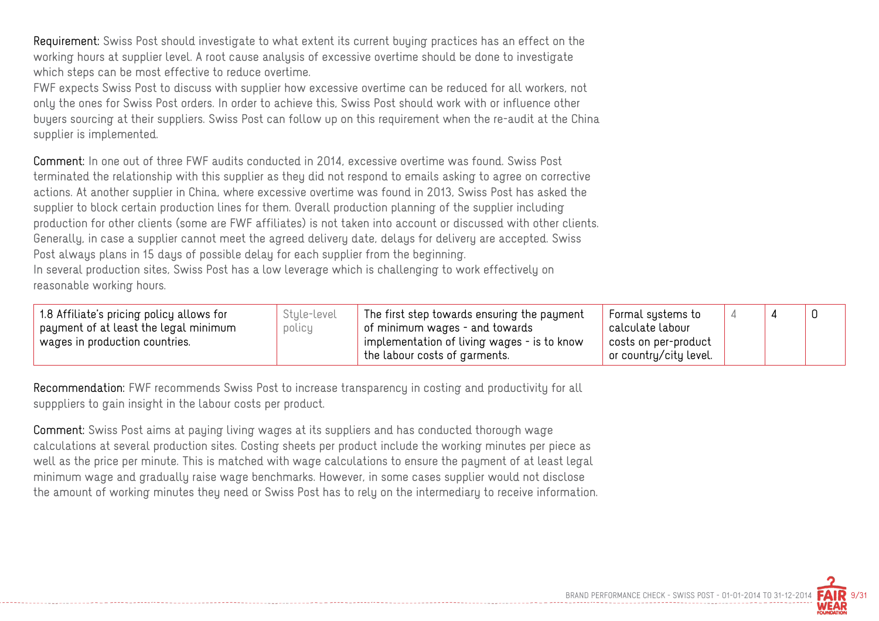**Requirement:** Swiss Post should investigate to what extent its current buying practices has an effect on the working hours at supplier level. A root cause analysis of excessive overtime should be done to investigate which steps can be most effective to reduce overtime.
FWF expects Swiss Post to discuss with supplier how excessive overtime can be reduced for all workers, not only the ones for Swiss Post orders. In order to achieve this, Swiss Post should work with or influence other buyers sourcing at their suppliers. Swiss Post can follow up on this requirement when the re-audit at the China supplier is implemented.

**Comment:** In one out of three FWF audits conducted in 2014, excessive overtime was found. Swiss Post terminated the relationship with this supplier as they did not respond to emails asking to agree on corrective actions. At another supplier in China, where excessive overtime was found in 2013, Swiss Post has asked the supplier to block certain production lines for them. Overall production planning of the supplier including production for other clients (some are FWF affiliates) is not taken into account or discussed with other clients. Generally, in case a supplier cannot meet the agreed delivery date, delays for delivery are accepted. Swiss Post always plans in 15 days of possible delay for each supplier from the beginning.
In several production sites, Swiss Post has a low leverage which is challenging to work effectively on reasonable working hours.

| | | | | | | |
|---|---|---|---|---|---|---|
| 1.8 Affiliate's pricing policy allows for payment of at least the legal minimum wages in production countries. | Style-level policy | The first step towards ensuring the payment of minimum wages - and towards implementation of living wages - is to know the labour costs of garments. | Formal systems to calculate labour costs on per-product or country/city level. | 4 | 4 | 0 |

**Recommendation:** FWF recommends Swiss Post to increase transparency in costing and productivity for all suppppliers to gain insight in the labour costs per product.

**Comment:** Swiss Post aims at paying living wages at its suppliers and has conducted thorough wage calculations at several production sites. Costing sheets per product include the working minutes per piece as well as the price per minute. This is matched with wage calculations to ensure the payment of at least legal minimum wage and gradually raise wage benchmarks. However, in some cases supplier would not disclose the amount of working minutes they need or Swiss Post has to rely on the intermediary to receive information.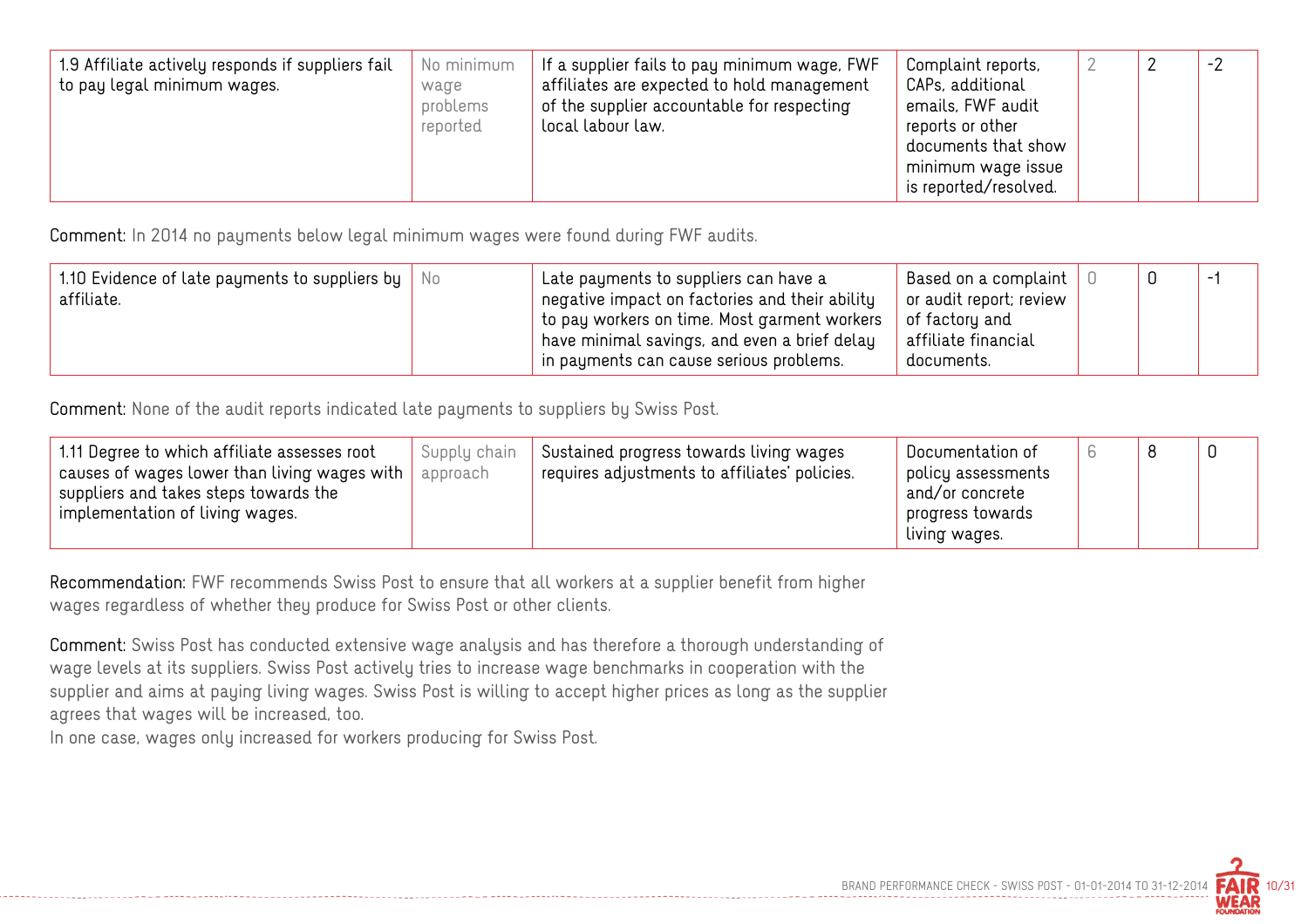| | | | | | | |
|---|---|---|---|---|---|---|
| 1.9 Affiliate actively responds if suppliers fail to pay legal minimum wages. | No minimum wage problems reported | If a supplier fails to pay minimum wage, FWF affiliates are expected to hold management of the supplier accountable for respecting local labour law. | Complaint reports, CAPs, additional emails, FWF audit reports or other documents that show minimum wage issue is reported/resolved. | 2 | 2 | -2 |

Comment: In 2014 no payments below legal minimum wages were found during FWF audits.

| | | | | | | |
|---|---|---|---|---|---|---|
| 1.10 Evidence of late payments to suppliers by affiliate. | No | Late payments to suppliers can have a negative impact on factories and their ability to pay workers on time. Most garment workers have minimal savings, and even a brief delay in payments can cause serious problems. | Based on a complaint or audit report; review of factory and affiliate financial documents. | 0 | 0 | -1 |

Comment: None of the audit reports indicated late payments to suppliers by Swiss Post.

| | | | | | | |
|---|---|---|---|---|---|---|
| 1.11 Degree to which affiliate assesses root causes of wages lower than living wages with suppliers and takes steps towards the implementation of living wages. | Supply chain approach | Sustained progress towards living wages requires adjustments to affiliates' policies. | Documentation of policy assessments and/or concrete progress towards living wages. | 6 | 8 | 0 |

Recommendation: FWF recommends Swiss Post to ensure that all workers at a supplier benefit from higher wages regardless of whether they produce for Swiss Post or other clients.

Comment: Swiss Post has conducted extensive wage analysis and has therefore a thorough understanding of wage levels at its suppliers. Swiss Post actively tries to increase wage benchmarks in cooperation with the supplier and aims at paying living wages. Swiss Post is willing to accept higher prices as long as the supplier agrees that wages will be increased, too.
In one case, wages only increased for workers producing for Swiss Post.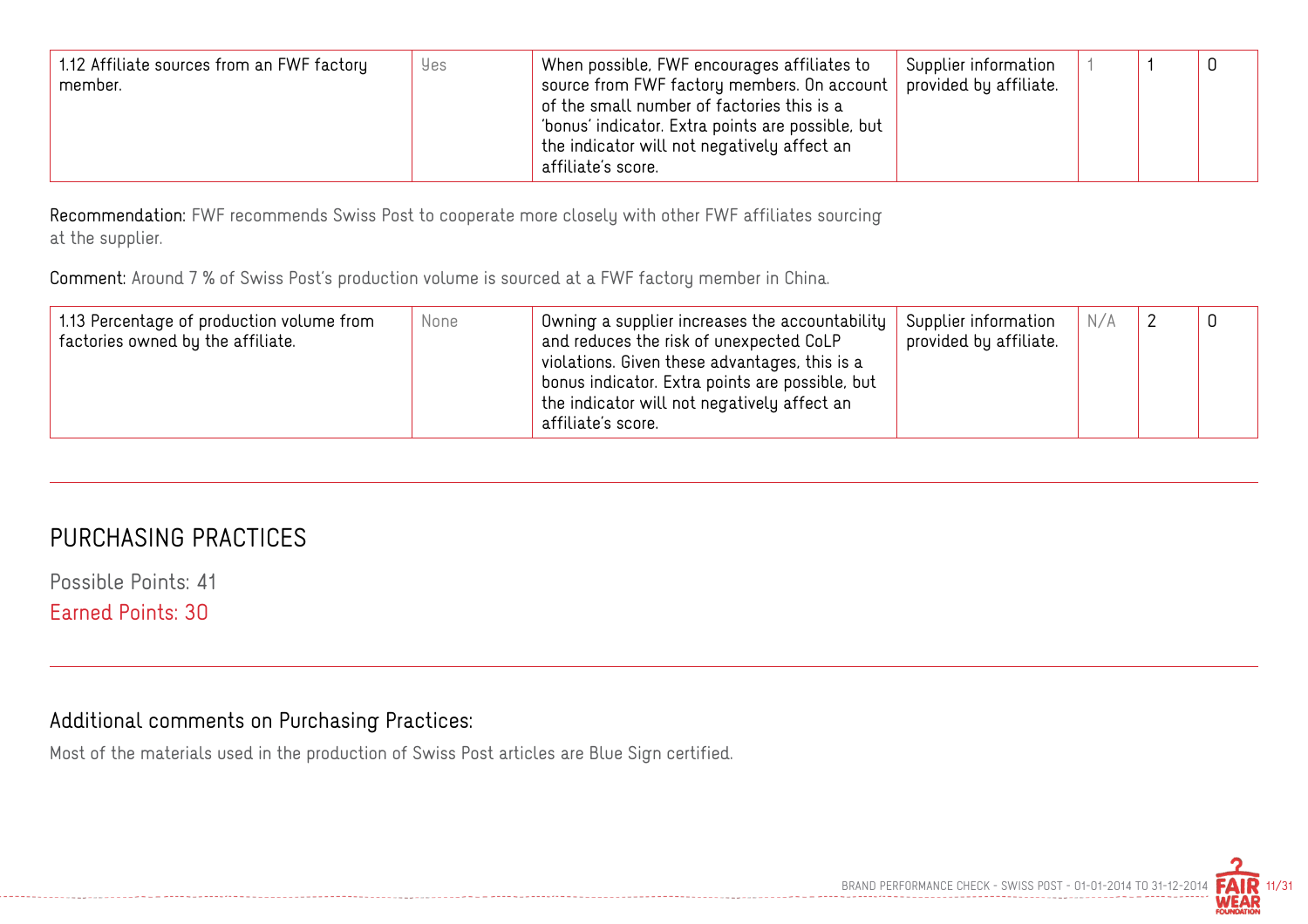| 1.12 Affiliate sources from an FWF factory member. | Yes | When possible, FWF encourages affiliates to source from FWF factory members. On account of the small number of factories this is a 'bonus' indicator. Extra points are possible, but the indicator will not negatively affect an affiliate's score. | Supplier information provided by affiliate. | 1 | 1 | 0 |
|---|---|---|---|---|---|---|

Recommendation: FWF recommends Swiss Post to cooperate more closely with other FWF affiliates sourcing at the supplier.

Comment: Around 7 % of Swiss Post's production volume is sourced at a FWF factory member in China.

| 1.13 Percentage of production volume from factories owned by the affiliate. | None | Owning a supplier increases the accountability and reduces the risk of unexpected CoLP violations. Given these advantages, this is a bonus indicator. Extra points are possible, but the indicator will not negatively affect an affiliate's score. | Supplier information provided by affiliate. | N/A | 2 | 0 |
|---|---|---|---|---|---|---|

## PURCHASING PRACTICES

Possible Points: 41

Earned Points: 30

### Additional comments on Purchasing Practices:

Most of the materials used in the production of Swiss Post articles are Blue Sign certified.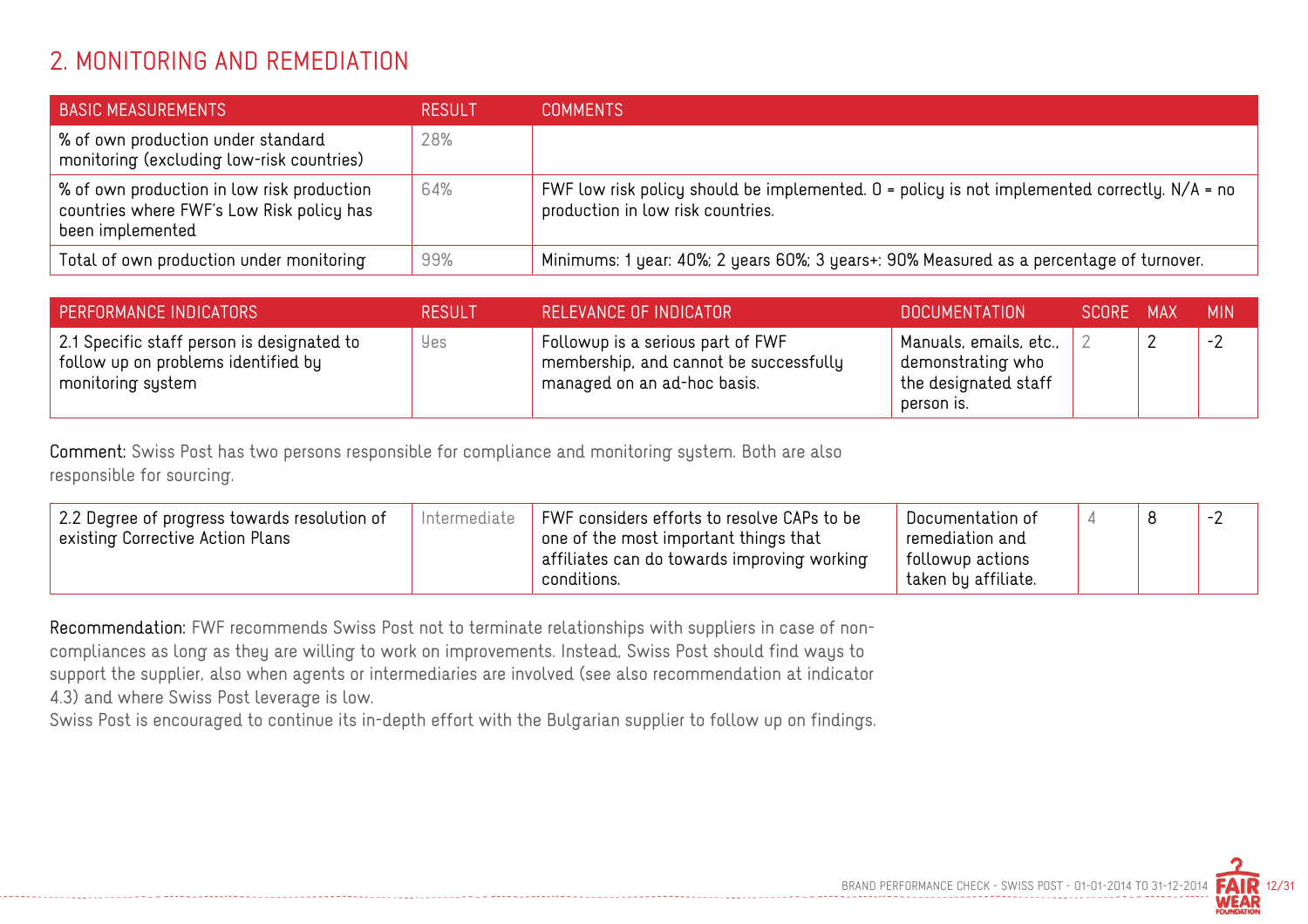## 2. MONITORING AND REMEDIATION

| BASIC MEASUREMENTS | RESULT | COMMENTS |
|---|---|---|
| % of own production under standard monitoring (excluding low-risk countries) | 28% | |
| % of own production in low risk production countries where FWF's Low Risk policy has been implemented | 64% | FWF low risk policy should be implemented. 0 = policy is not implemented correctly. N/A = no production in low risk countries. |
| Total of own production under monitoring | 99% | Minimums: 1 year: 40%; 2 years 60%; 3 years+: 90% Measured as a percentage of turnover. |

| PERFORMANCE INDICATORS | RESULT | RELEVANCE OF INDICATOR | DOCUMENTATION | SCORE | MAX | MIN |
|---|---|---|---|---|---|---|
| 2.1 Specific staff person is designated to follow up on problems identified by monitoring system | Yes | Followup is a serious part of FWF membership, and cannot be successfully managed on an ad-hoc basis. | Manuals, emails, etc., demonstrating who the designated staff person is. | 2 | 2 | -2 |

**Comment:** Swiss Post has two persons responsible for compliance and monitoring system. Both are also responsible for sourcing.

| PERFORMANCE INDICATORS | RESULT | RELEVANCE OF INDICATOR | DOCUMENTATION | SCORE | MAX | MIN |
|---|---|---|---|---|---|---|
| 2.2 Degree of progress towards resolution of existing Corrective Action Plans | Intermediate | FWF considers efforts to resolve CAPs to be one of the most important things that affiliates can do towards improving working conditions. | Documentation of remediation and followup actions taken by affiliate. | 4 | 8 | -2 |

**Recommendation:** FWF recommends Swiss Post not to terminate relationships with suppliers in case of non-compliances as long as they are willing to work on improvements. Instead, Swiss Post should find ways to support the supplier, also when agents or intermediaries are involved (see also recommendation at indicator 4.3) and where Swiss Post leverage is low.
Swiss Post is encouraged to continue its in-depth effort with the Bulgarian supplier to follow up on findings.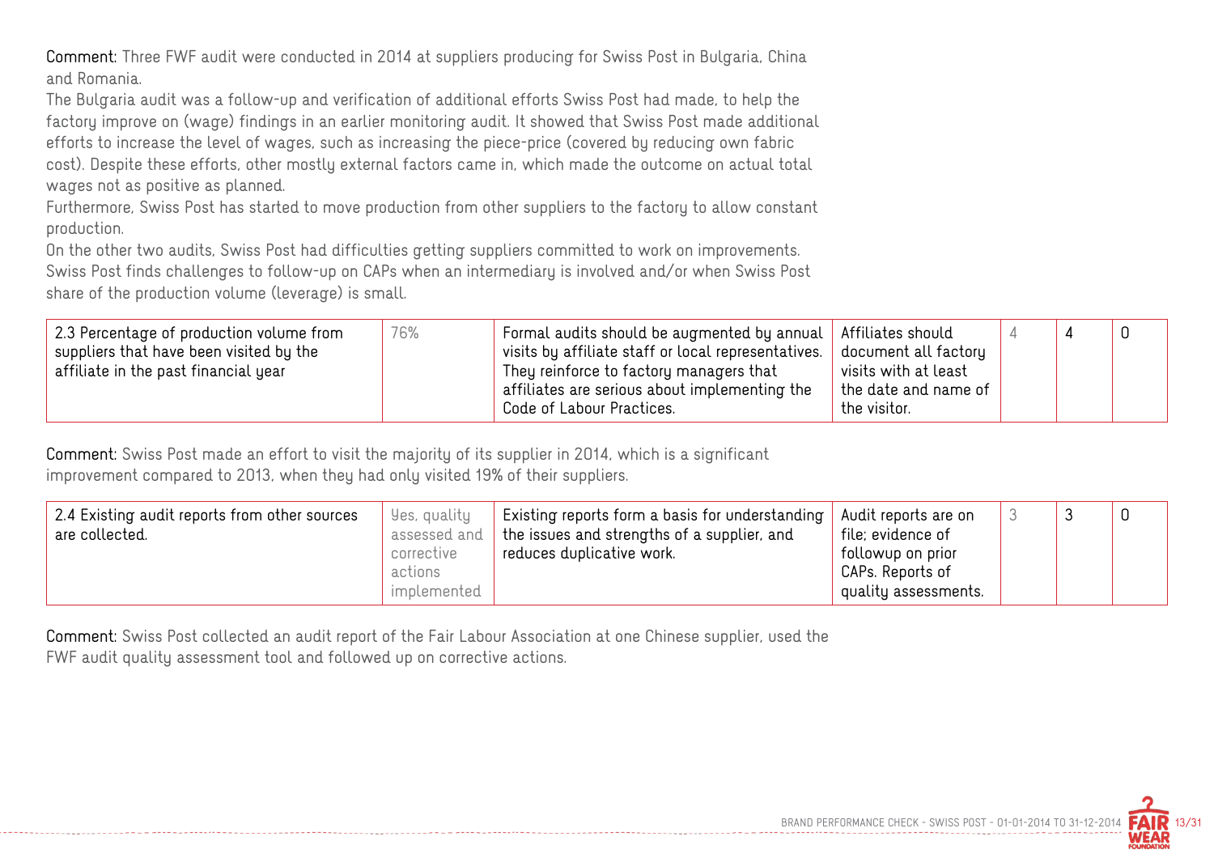**Comment:** Three FWF audit were conducted in 2014 at suppliers producing for Swiss Post in Bulgaria, China and Romania.

The Bulgaria audit was a follow-up and verification of additional efforts Swiss Post had made, to help the factory improve on (wage) findings in an earlier monitoring audit. It showed that Swiss Post made additional efforts to increase the level of wages, such as increasing the piece-price (covered by reducing own fabric cost). Despite these efforts, other mostly external factors came in, which made the outcome on actual total wages not as positive as planned.

Furthermore, Swiss Post has started to move production from other suppliers to the factory to allow constant production.

On the other two audits, Swiss Post had difficulties getting suppliers committed to work on improvements. Swiss Post finds challenges to follow-up on CAPs when an intermediary is involved and/or when Swiss Post share of the production volume (leverage) is small.

| | | | | | | |
|---|---|---|---|---|---|---|
| 2.3 Percentage of production volume from suppliers that have been visited by the affiliate in the past financial year | 76% | Formal audits should be augmented by annual visits by affiliate staff or local representatives. They reinforce to factory managers that affiliates are serious about implementing the Code of Labour Practices. | Affiliates should document all factory visits with at least the date and name of the visitor. | 4 | 4 | 0 |

**Comment:** Swiss Post made an effort to visit the majority of its supplier in 2014, which is a significant improvement compared to 2013, when they had only visited 19% of their suppliers.

| | | | | | | |
|---|---|---|---|---|---|---|
| 2.4 Existing audit reports from other sources are collected. | Yes, quality assessed and corrective actions implemented | Existing reports form a basis for understanding the issues and strengths of a supplier, and reduces duplicative work. | Audit reports are on file; evidence of followup on prior CAPs. Reports of quality assessments. | 3 | 3 | 0 |

**Comment:** Swiss Post collected an audit report of the Fair Labour Association at one Chinese supplier, used the FWF audit quality assessment tool and followed up on corrective actions.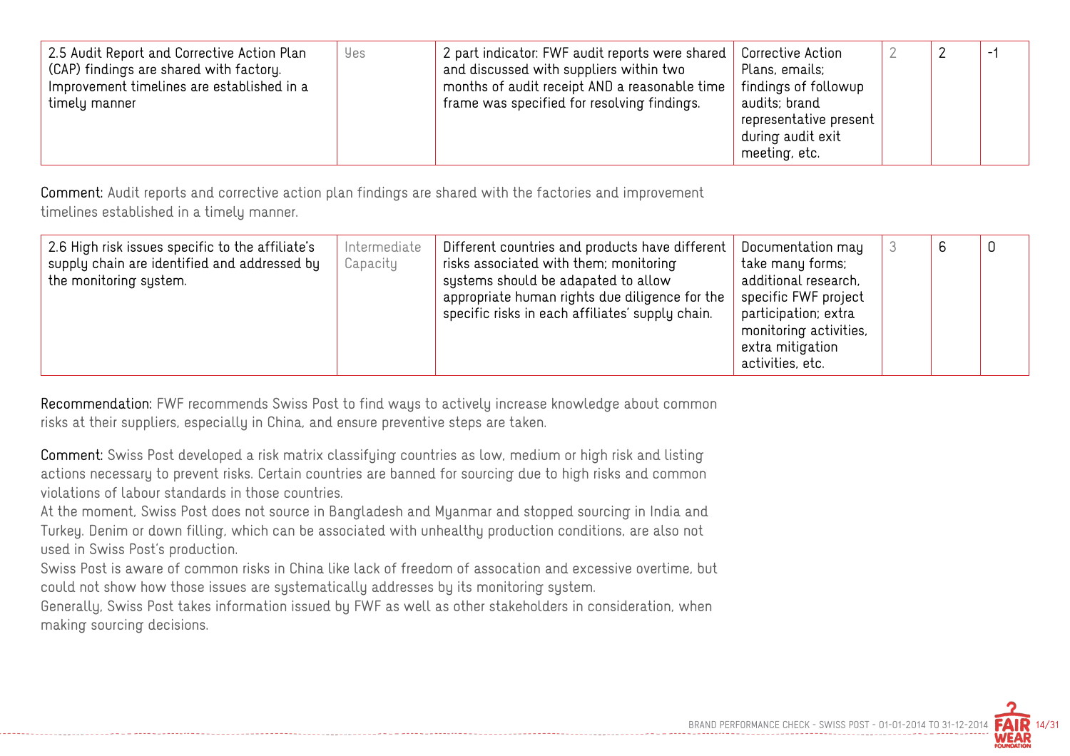| 2.5 Audit Report and Corrective Action Plan (CAP) findings are shared with factory. Improvement timelines are established in a timely manner | Yes | 2 part indicator: FWF audit reports were shared and discussed with suppliers within two months of audit receipt AND a reasonable time frame was specified for resolving findings. | Corrective Action Plans, emails; findings of followup audits; brand representative present during audit exit meeting, etc. | 2 | 2 | -1 |
|---|---|---|---|---|---|---|

**Comment:** Audit reports and corrective action plan findings are shared with the factories and improvement timelines established in a timely manner.

| 2.6 High risk issues specific to the affiliate's supply chain are identified and addressed by the monitoring system. | Intermediate Capacity | Different countries and products have different risks associated with them; monitoring systems should be adapated to allow appropriate human rights due diligence for the specific risks in each affiliates' supply chain. | Documentation may take many forms; additional research, specific FWF project participation; extra monitoring activities, extra mitigation activities, etc. | 3 | 6 | 0 |
|---|---|---|---|---|---|---|

**Recommendation:** FWF recommends Swiss Post to find ways to actively increase knowledge about common risks at their suppliers, especially in China, and ensure preventive steps are taken.

**Comment:** Swiss Post developed a risk matrix classifying countries as low, medium or high risk and listing actions necessary to prevent risks. Certain countries are banned for sourcing due to high risks and common violations of labour standards in those countries.
At the moment, Swiss Post does not source in Bangladesh and Myanmar and stopped sourcing in India and Turkey. Denim or down filling, which can be associated with unhealthy production conditions, are also not used in Swiss Post's production.
Swiss Post is aware of common risks in China like lack of freedom of assocation and excessive overtime, but could not show how those issues are systematically addresses by its monitoring system.
Generally, Swiss Post takes information issued by FWF as well as other stakeholders in consideration, when making sourcing decisions.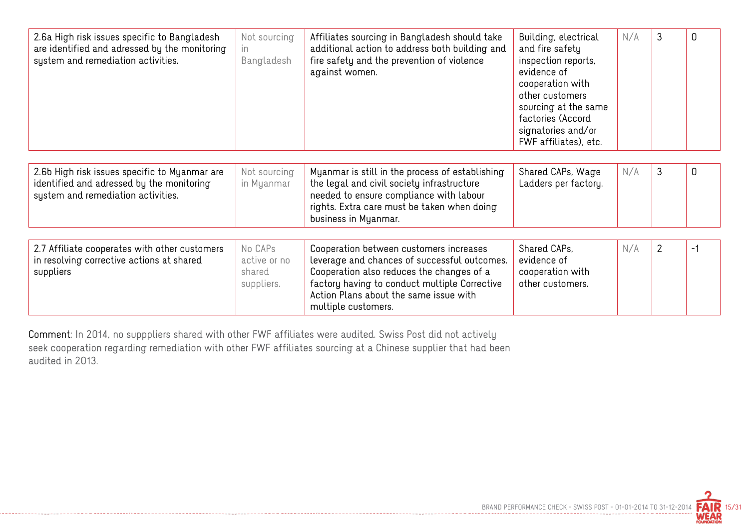| | | | | | | |
|---|---|---|---|---|---|---|
| 2.6a High risk issues specific to Bangladesh are identified and adressed by the monitoring system and remediation activities. | Not sourcing in Bangladesh | Affiliates sourcing in Bangladesh should take additional action to address both building and fire safety and the prevention of violence against women. | Building, electrical and fire safety inspection reports, evidence of cooperation with other customers sourcing at the same factories (Accord signatories and/or FWF affiliates), etc. | N/A | 3 | 0 |

| | | | | | | |
|---|---|---|---|---|---|---|
| 2.6b High risk issues specific to Myanmar are identified and adressed by the monitoring system and remediation activities. | Not sourcing in Myanmar | Myanmar is still in the process of establishing the legal and civil society infrastructure needed to ensure compliance with labour rights. Extra care must be taken when doing business in Myanmar. | Shared CAPs, Wage Ladders per factory. | N/A | 3 | 0 |

| | | | | | | |
|---|---|---|---|---|---|---|
| 2.7 Affiliate cooperates with other customers in resolving corrective actions at shared suppliers | No CAPs active or no shared suppliers. | Cooperation between customers increases leverage and chances of successful outcomes. Cooperation also reduces the changes of a factory having to conduct multiple Corrective Action Plans about the same issue with multiple customers. | Shared CAPs, evidence of cooperation with other customers. | N/A | 2 | -1 |

**Comment:** In 2014, no supppliers shared with other FWF affiliates were audited. Swiss Post did not actively seek cooperation regarding remediation with other FWF affiliates sourcing at a Chinese supplier that had been audited in 2013.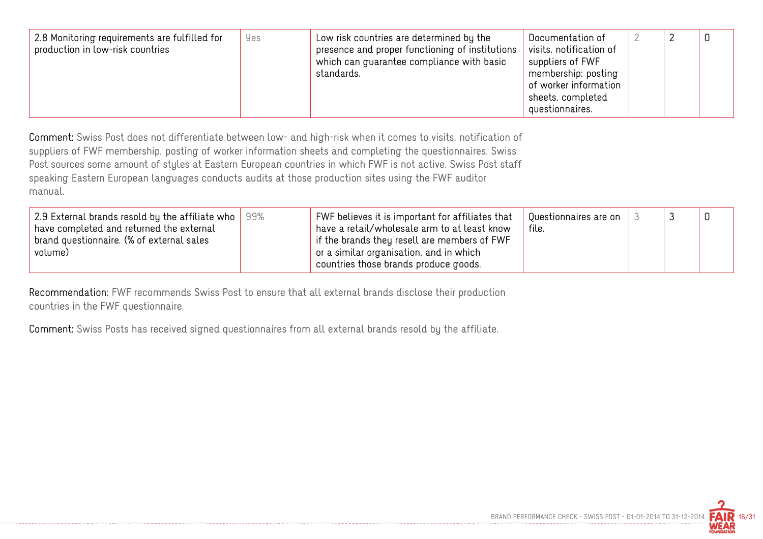| | | | | | | |
|---|---|---|---|---|---|---|
| 2.8 Monitoring requirements are fulfilled for production in low-risk countries | Yes | Low risk countries are determined by the presence and proper functioning of institutions which can guarantee compliance with basic standards. | Documentation of visits, notification of suppliers of FWF membership; posting of worker information sheets, completed questionnaires. | 2 | 2 | 0 |

**Comment:** Swiss Post does not differentiate between low- and high-risk when it comes to visits, notification of suppliers of FWF membership, posting of worker information sheets and completing the questionnaires. Swiss Post sources some amount of styles at Eastern European countries in which FWF is not active. Swiss Post staff speaking Eastern European languages conducts audits at those production sites using the FWF auditor manual.

| | | | | | | |
|---|---|---|---|---|---|---|
| 2.9 External brands resold by the affiliate who have completed and returned the external brand questionnaire. (% of external sales volume) | 99% | FWF believes it is important for affiliates that have a retail/wholesale arm to at least know if the brands they resell are members of FWF or a similar organisation, and in which countries those brands produce goods. | Questionnaires are on file. | 3 | 3 | 0 |

**Recommendation:** FWF recommends Swiss Post to ensure that all external brands disclose their production countries in the FWF questionnaire.

**Comment:** Swiss Posts has received signed questionnaires from all external brands resold by the affiliate.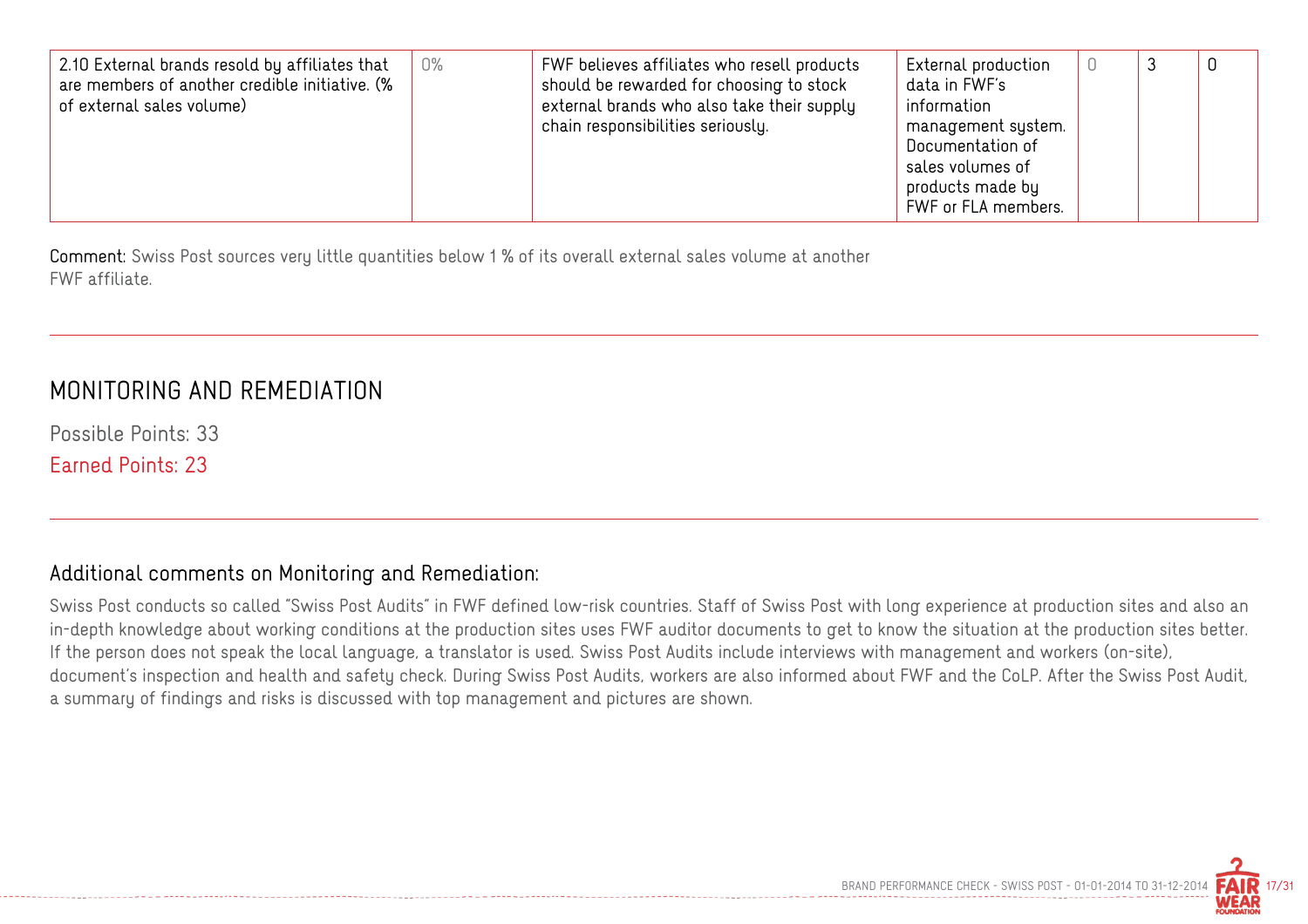| | | | | | | |
|---|---|---|---|---|---|---|
| 2.10 External brands resold by affiliates that are members of another credible initiative. (% of external sales volume) | 0% | FWF believes affiliates who resell products should be rewarded for choosing to stock external brands who also take their supply chain responsibilities seriously. | External production data in FWF's information management system. Documentation of sales volumes of products made by FWF or FLA members. | 0 | 3 | 0 |

**Comment:** Swiss Post sources very little quantities below 1 % of its overall external sales volume at another FWF affiliate.

## MONITORING AND REMEDIATION

Possible Points: 33

Earned Points: 23

### Additional comments on Monitoring and Remediation:

Swiss Post conducts so called "Swiss Post Audits" in FWF defined low-risk countries. Staff of Swiss Post with long experience at production sites and also an in-depth knowledge about working conditions at the production sites uses FWF auditor documents to get to know the situation at the production sites better. If the person does not speak the local language, a translator is used. Swiss Post Audits include interviews with management and workers (on-site), document's inspection and health and safety check. During Swiss Post Audits, workers are also informed about FWF and the CoLP. After the Swiss Post Audit, a summary of findings and risks is discussed with top management and pictures are shown.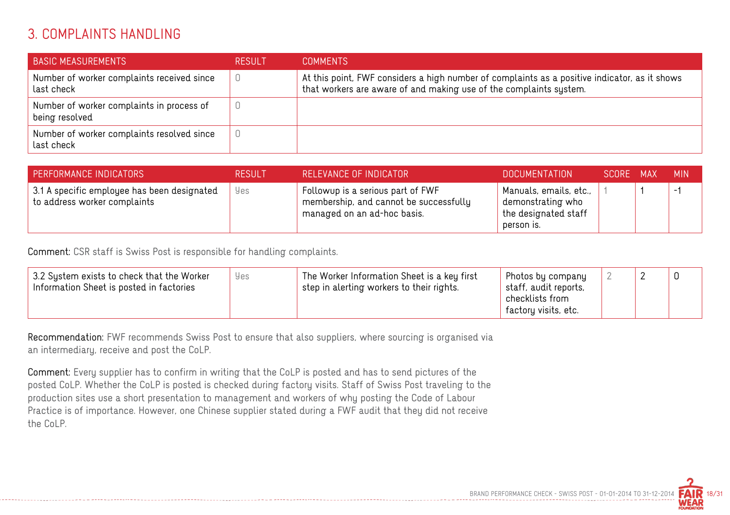## 3. COMPLAINTS HANDLING

| BASIC MEASUREMENTS | RESULT | COMMENTS |
|---|---|---|
| Number of worker complaints received since last check | 0 | At this point, FWF considers a high number of complaints as a positive indicator, as it shows that workers are aware of and making use of the complaints system. |
| Number of worker complaints in process of being resolved | 0 | |
| Number of worker complaints resolved since last check | 0 | |

| PERFORMANCE INDICATORS | RESULT | RELEVANCE OF INDICATOR | DOCUMENTATION | SCORE | MAX | MIN |
|---|---|---|---|---|---|---|
| 3.1 A specific employee has been designated to address worker complaints | Yes | Followup is a serious part of FWF membership, and cannot be successfully managed on an ad-hoc basis. | Manuals, emails, etc., demonstrating who the designated staff person is. | 1 | 1 | -1 |

**Comment:** CSR staff is Swiss Post is responsible for handling complaints.

| PERFORMANCE INDICATORS | RESULT | RELEVANCE OF INDICATOR | DOCUMENTATION | SCORE | MAX | MIN |
|---|---|---|---|---|---|---|
| 3.2 System exists to check that the Worker Information Sheet is posted in factories | Yes | The Worker Information Sheet is a key first step in alerting workers to their rights. | Photos by company staff, audit reports, checklists from factory visits, etc. | 2 | 2 | 0 |

**Recommendation:** FWF recommends Swiss Post to ensure that also suppliers, where sourcing is organised via an intermediary, receive and post the CoLP.

**Comment:** Every supplier has to confirm in writing that the CoLP is posted and has to send pictures of the posted CoLP. Whether the CoLP is posted is checked during factory visits. Staff of Swiss Post traveling to the production sites use a short presentation to management and workers of why posting the Code of Labour Practice is of importance. However, one Chinese supplier stated during a FWF audit that they did not receive the CoLP.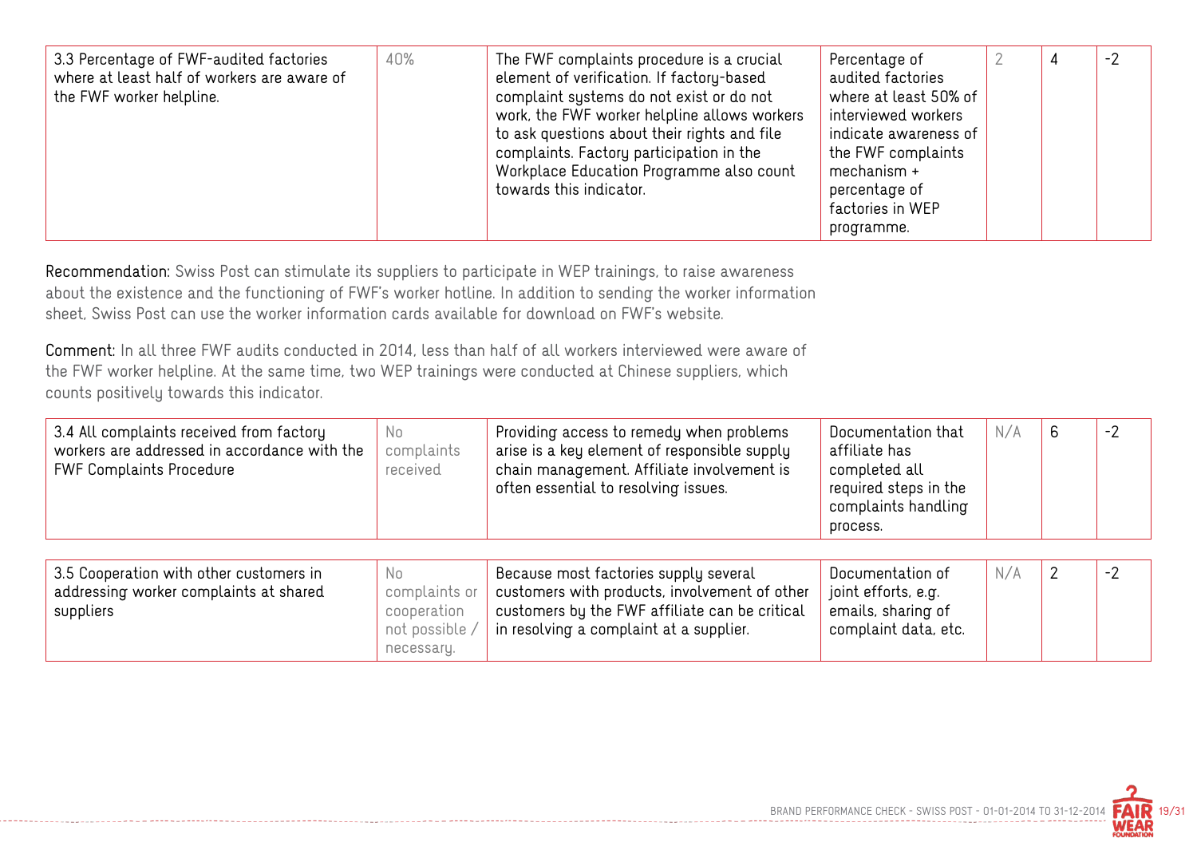| | | | | | | |
|---|---|---|---|---|---|---|
| 3.3 Percentage of FWF-audited factories where at least half of workers are aware of the FWF worker helpline. | 40% | The FWF complaints procedure is a crucial element of verification. If factory-based complaint systems do not exist or do not work, the FWF worker helpline allows workers to ask questions about their rights and file complaints. Factory participation in the Workplace Education Programme also count towards this indicator. | Percentage of audited factories where at least 50% of interviewed workers indicate awareness of the FWF complaints mechanism + percentage of factories in WEP programme. | 2 | 4 | -2 |

Recommendation: Swiss Post can stimulate its suppliers to participate in WEP trainings, to raise awareness about the existence and the functioning of FWF's worker hotline. In addition to sending the worker information sheet, Swiss Post can use the worker information cards available for download on FWF's website.

Comment: In all three FWF audits conducted in 2014, less than half of all workers interviewed were aware of the FWF worker helpline. At the same time, two WEP trainings were conducted at Chinese suppliers, which counts positively towards this indicator.

| | | | | | | |
|---|---|---|---|---|---|---|
| 3.4 All complaints received from factory workers are addressed in accordance with the FWF Complaints Procedure | No complaints received | Providing access to remedy when problems arise is a key element of responsible supply chain management. Affiliate involvement is often essential to resolving issues. | Documentation that affiliate has completed all required steps in the complaints handling process. | N/A | 6 | -2 |

| | | | | | | |
|---|---|---|---|---|---|---|
| 3.5 Cooperation with other customers in addressing worker complaints at shared suppliers | No complaints or cooperation not possible / necessary. | Because most factories supply several customers with products, involvement of other customers by the FWF affiliate can be critical in resolving a complaint at a supplier. | Documentation of joint efforts, e.g. emails, sharing of complaint data, etc. | N/A | 2 | -2 |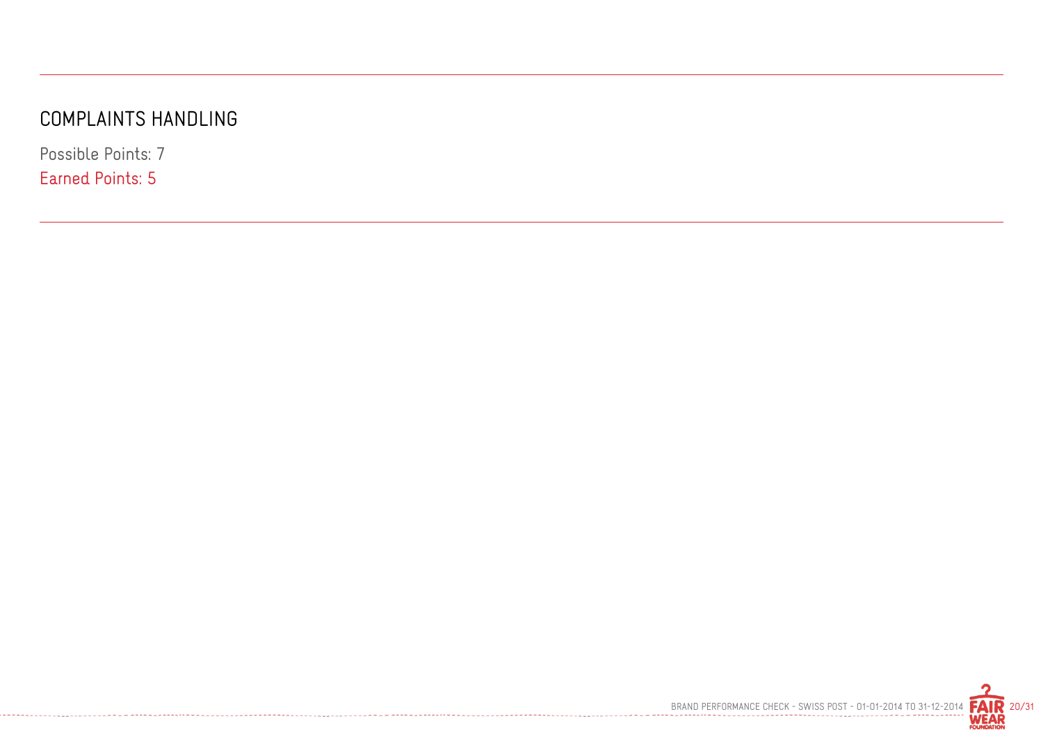# COMPLAINTS HANDLING

Possible Points: 7

Earned Points: 5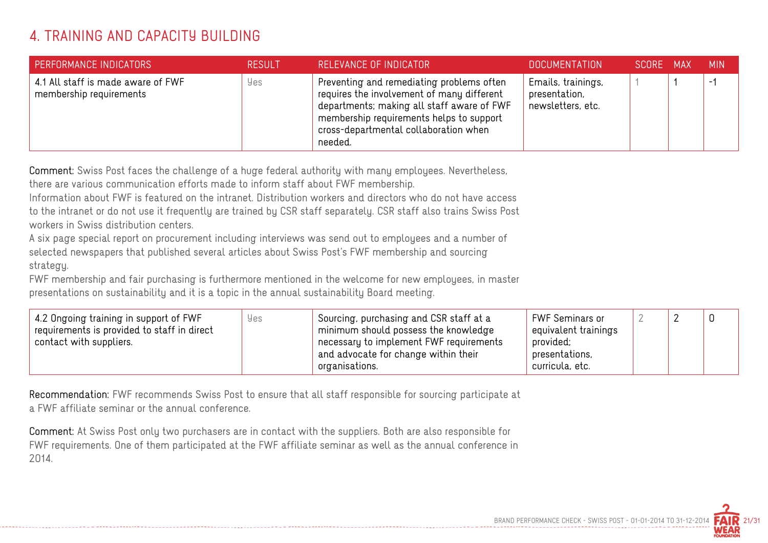# 4. TRAINING AND CAPACITY BUILDING

| PERFORMANCE INDICATORS | RESULT | RELEVANCE OF INDICATOR | DOCUMENTATION | SCORE | MAX | MIN |
|---|---|---|---|---|---|---|
| 4.1 All staff is made aware of FWF membership requirements | Yes | Preventing and remediating problems often requires the involvement of many different departments; making all staff aware of FWF membership requirements helps to support cross-departmental collaboration when needed. | Emails, trainings, presentation, newsletters, etc. | 1 | 1 | -1 |

**Comment:** Swiss Post faces the challenge of a huge federal authority with many employees. Nevertheless, there are various communication efforts made to inform staff about FWF membership.
Information about FWF is featured on the intranet. Distribution workers and directors who do not have access to the intranet or do not use it frequently are trained by CSR staff separately. CSR staff also trains Swiss Post workers in Swiss distribution centers.
A six page special report on procurement including interviews was send out to employees and a number of selected newspapers that published several articles about Swiss Post's FWF membership and sourcing strategy.
FWF membership and fair purchasing is furthermore mentioned in the welcome for new employees, in master presentations on sustainability and it is a topic in the annual sustainability Board meeting.

| PERFORMANCE INDICATORS | RESULT | RELEVANCE OF INDICATOR | DOCUMENTATION | SCORE | MAX | MIN |
|---|---|---|---|---|---|---|
| 4.2 Ongoing training in support of FWF requirements is provided to staff in direct contact with suppliers. | Yes | Sourcing, purchasing and CSR staff at a minimum should possess the knowledge necessary to implement FWF requirements and advocate for change within their organisations. | FWF Seminars or equivalent trainings provided; presentations, curricula, etc. | 2 | 2 | 0 |

**Recommendation:** FWF recommends Swiss Post to ensure that all staff responsible for sourcing participate at a FWF affiliate seminar or the annual conference.

**Comment:** At Swiss Post only two purchasers are in contact with the suppliers. Both are also responsible for FWF requirements. One of them participated at the FWF affiliate seminar as well as the annual conference in 2014.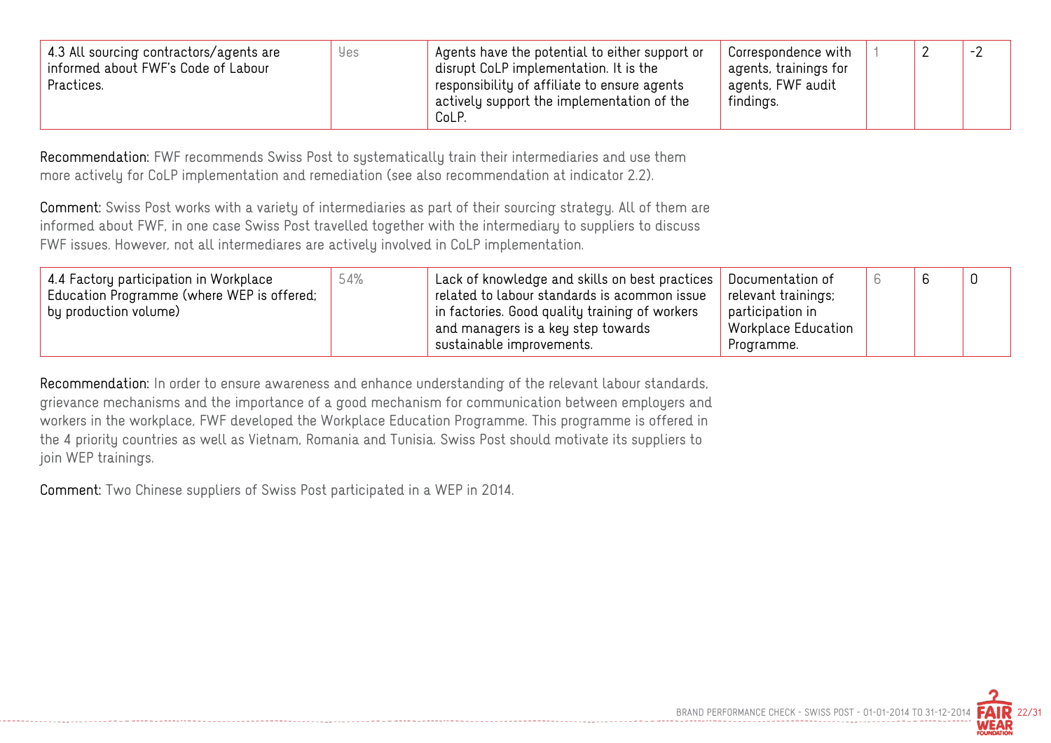| 4.3 All sourcing contractors/agents are informed about FWF's Code of Labour Practices. | Yes | Agents have the potential to either support or disrupt CoLP implementation. It is the responsibility of affiliate to ensure agents actively support the implementation of the CoLP. | Correspondence with agents, trainings for agents, FWF audit findings. | 1 | 2 | -2 |
|---|---|---|---|---|---|---|

**Recommendation:** FWF recommends Swiss Post to systematically train their intermediaries and use them more actively for CoLP implementation and remediation (see also recommendation at indicator 2.2).

**Comment:** Swiss Post works with a variety of intermediaries as part of their sourcing strategy. All of them are informed about FWF, in one case Swiss Post travelled together with the intermediary to suppliers to discuss FWF issues. However, not all intermediares are actively involved in CoLP implementation.

| 4.4 Factory participation in Workplace Education Programme (where WEP is offered; by production volume) | 54% | Lack of knowledge and skills on best practices related to labour standards is acommon issue in factories. Good quality training of workers and managers is a key step towards sustainable improvements. | Documentation of relevant trainings; participation in Workplace Education Programme. | 6 | 6 | 0 |
|---|---|---|---|---|---|---|

**Recommendation:** In order to ensure awareness and enhance understanding of the relevant labour standards, grievance mechanisms and the importance of a good mechanism for communication between employers and workers in the workplace, FWF developed the Workplace Education Programme. This programme is offered in the 4 priority countries as well as Vietnam, Romania and Tunisia. Swiss Post should motivate its suppliers to join WEP trainings.

**Comment:** Two Chinese suppliers of Swiss Post participated in a WEP in 2014.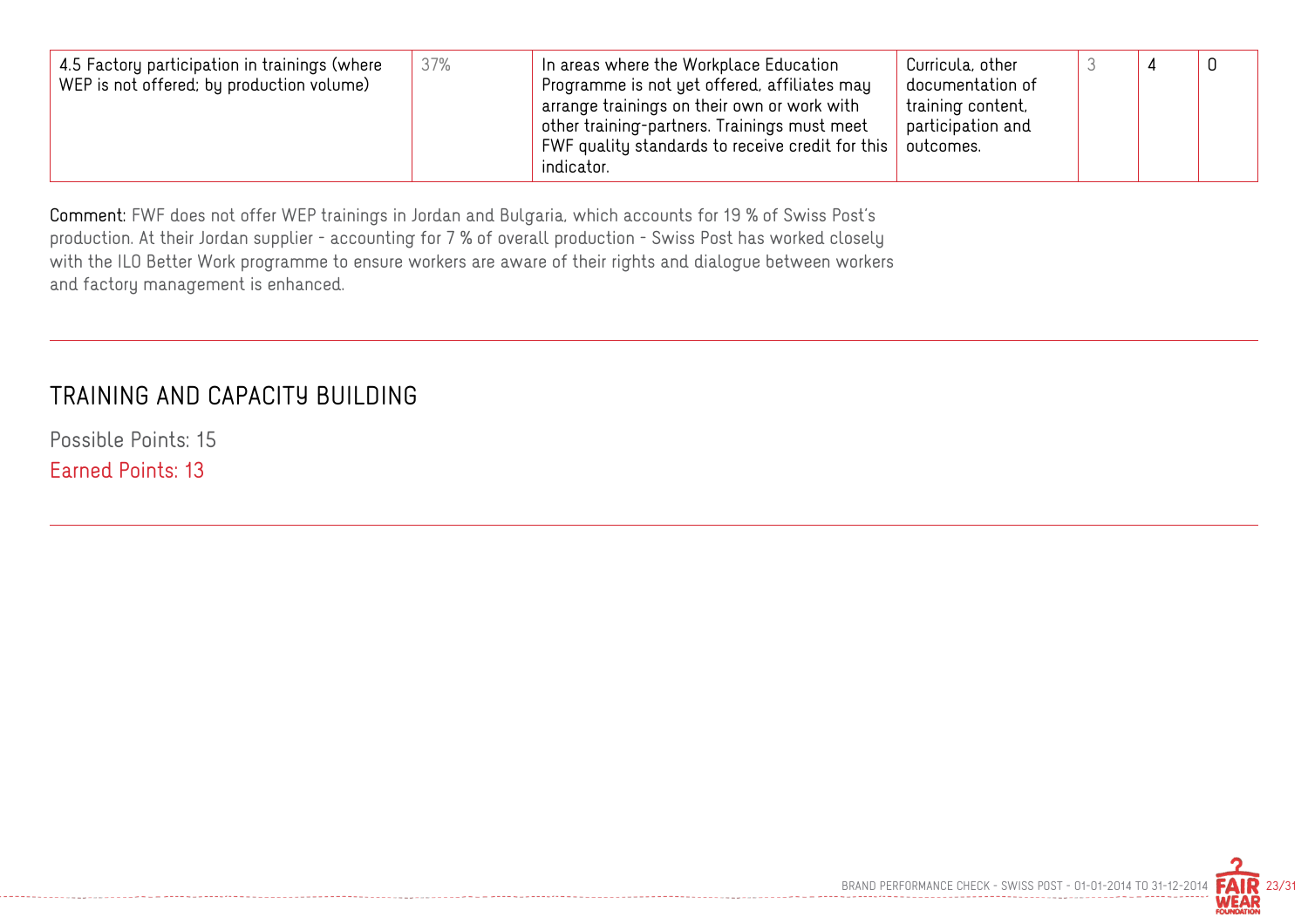| 4.5 Factory participation in trainings (where WEP is not offered; by production volume) | 37% | In areas where the Workplace Education Programme is not yet offered, affiliates may arrange trainings on their own or work with other training-partners. Trainings must meet FWF quality standards to receive credit for this indicator. | Curricula, other documentation of training content, participation and outcomes. | 3 | 4 | 0 |
|---|---|---|---|---|---|---|

**Comment:** FWF does not offer WEP trainings in Jordan and Bulgaria, which accounts for 19 % of Swiss Post's production. At their Jordan supplier - accounting for 7 % of overall production - Swiss Post has worked closely with the ILO Better Work programme to ensure workers are aware of their rights and dialogue between workers and factory management is enhanced.

## TRAINING AND CAPACITY BUILDING

Possible Points: 15

Earned Points: 13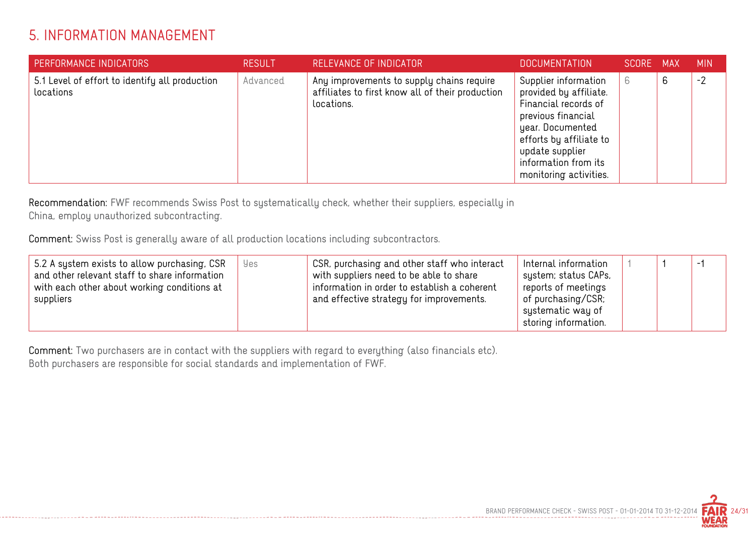# 5. INFORMATION MANAGEMENT

| PERFORMANCE INDICATORS | RESULT | RELEVANCE OF INDICATOR | DOCUMENTATION | SCORE | MAX | MIN |
|---|---|---|---|---|---|---|
| 5.1 Level of effort to identify all production locations | Advanced | Any improvements to supply chains require affiliates to first know all of their production locations. | Supplier information provided by affiliate. Financial records of previous financial year. Documented efforts by affiliate to update supplier information from its monitoring activities. | 6 | 6 | -2 |

**Recommendation:** FWF recommends Swiss Post to systematically check, whether their suppliers, especially in China, employ unauthorized subcontracting.

**Comment:** Swiss Post is generally aware of all production locations including subcontractors.

| PERFORMANCE INDICATORS | RESULT | RELEVANCE OF INDICATOR | DOCUMENTATION | SCORE | MAX | MIN |
|---|---|---|---|---|---|---|
| 5.2 A system exists to allow purchasing, CSR and other relevant staff to share information with each other about working conditions at suppliers | Yes | CSR, purchasing and other staff who interact with suppliers need to be able to share information in order to establish a coherent and effective strategy for improvements. | Internal information system; status CAPs, reports of meetings of purchasing/CSR; systematic way of storing information. | 1 | 1 | -1 |

**Comment:** Two purchasers are in contact with the suppliers with regard to everything (also financials etc). Both purchasers are responsible for social standards and implementation of FWF.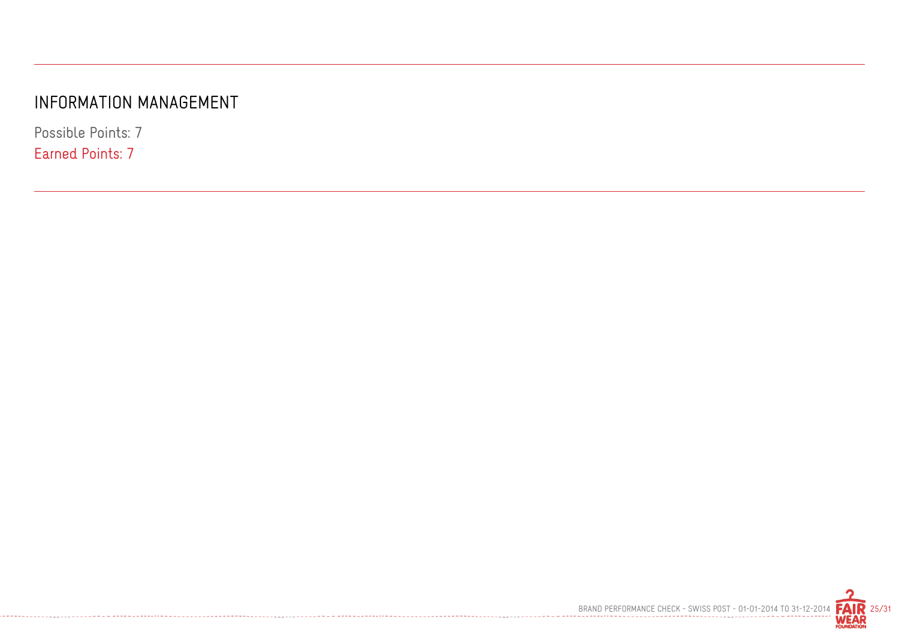## INFORMATION MANAGEMENT

Possible Points: 7

Earned Points: 7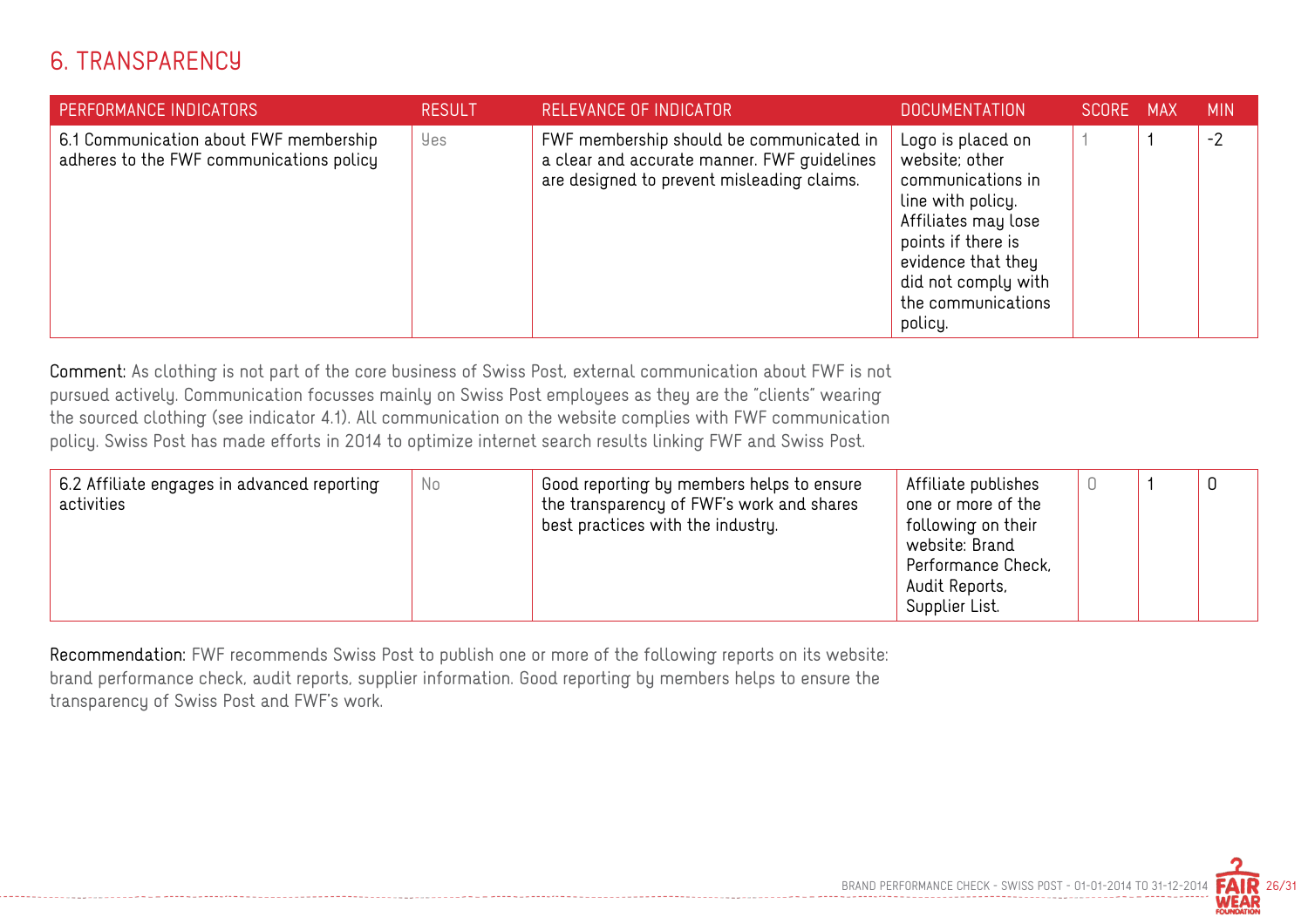## 6. TRANSPARENCY

| PERFORMANCE INDICATORS | RESULT | RELEVANCE OF INDICATOR | DOCUMENTATION | SCORE | MAX | MIN |
|---|---|---|---|---|---|---|
| 6.1 Communication about FWF membership adheres to the FWF communications policy | Yes | FWF membership should be communicated in a clear and accurate manner. FWF guidelines are designed to prevent misleading claims. | Logo is placed on website; other communications in line with policy. Affiliates may lose points if there is evidence that they did not comply with the communications policy. | 1 | 1 | -2 |

**Comment:** As clothing is not part of the core business of Swiss Post, external communication about FWF is not pursued actively. Communication focusses mainly on Swiss Post employees as they are the "clients" wearing the sourced clothing (see indicator 4.1). All communication on the website complies with FWF communication policy. Swiss Post has made efforts in 2014 to optimize internet search results linking FWF and Swiss Post.

| PERFORMANCE INDICATORS | RESULT | RELEVANCE OF INDICATOR | DOCUMENTATION | SCORE | MAX | MIN |
|---|---|---|---|---|---|---|
| 6.2 Affiliate engages in advanced reporting activities | No | Good reporting by members helps to ensure the transparency of FWF's work and shares best practices with the industry. | Affiliate publishes one or more of the following on their website: Brand Performance Check, Audit Reports, Supplier List. | 0 | 1 | 0 |

**Recommendation:** FWF recommends Swiss Post to publish one or more of the following reports on its website: brand performance check, audit reports, supplier information. Good reporting by members helps to ensure the transparency of Swiss Post and FWF's work.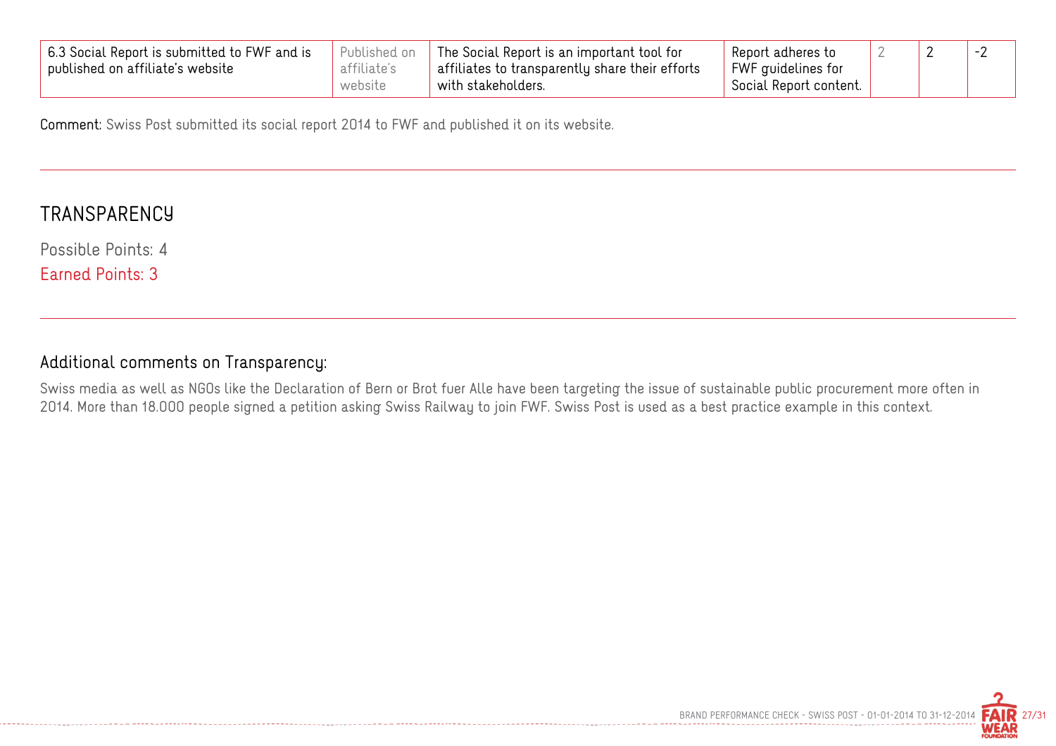| 6.3 Social Report is submitted to FWF and is published on affiliate's website | Published on affiliate's website | The Social Report is an important tool for affiliates to transparently share their efforts with stakeholders. | Report adheres to FWF guidelines for Social Report content. | 2 | 2 | -2 |
|---|---|---|---|---|---|---|

Comment: Swiss Post submitted its social report 2014 to FWF and published it on its website.

## TRANSPARENCY

Possible Points: 4

Earned Points: 3

### Additional comments on Transparency:

Swiss media as well as NGOs like the Declaration of Bern or Brot fuer Alle have been targeting the issue of sustainable public procurement more often in 2014. More than 18.000 people signed a petition asking Swiss Railway to join FWF. Swiss Post is used as a best practice example in this context.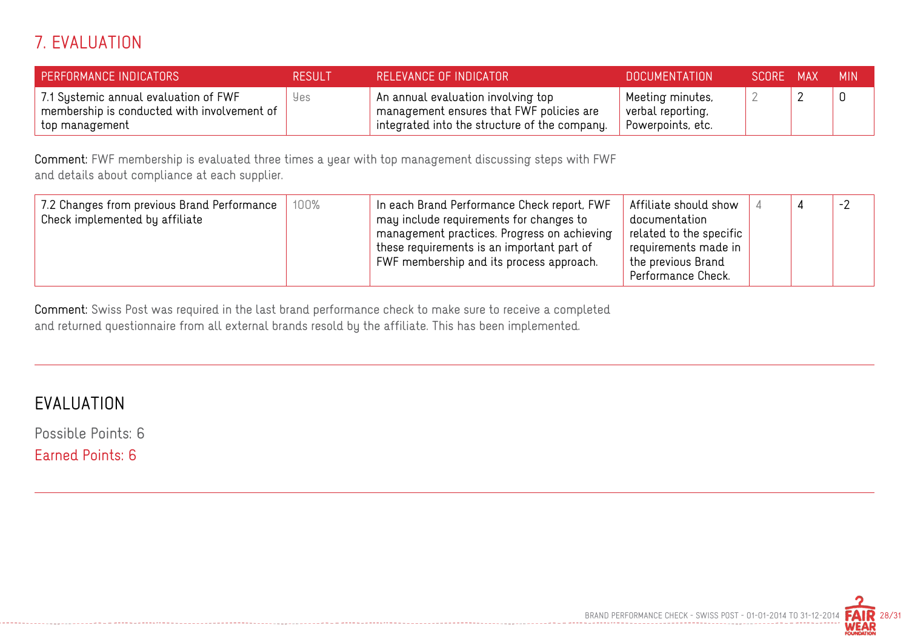# 7. EVALUATION

| PERFORMANCE INDICATORS | RESULT | RELEVANCE OF INDICATOR | DOCUMENTATION | SCORE | MAX | MIN |
|---|---|---|---|---|---|---|
| 7.1 Systemic annual evaluation of FWF membership is conducted with involvement of top management | Yes | An annual evaluation involving top management ensures that FWF policies are integrated into the structure of the company. | Meeting minutes, verbal reporting, Powerpoints, etc. | 2 | 2 | 0 |

**Comment:** FWF membership is evaluated three times a year with top management discussing steps with FWF and details about compliance at each supplier.

| PERFORMANCE INDICATORS | RESULT | RELEVANCE OF INDICATOR | DOCUMENTATION | SCORE | MAX | MIN |
|---|---|---|---|---|---|---|
| 7.2 Changes from previous Brand Performance Check implemented by affiliate | 100% | In each Brand Performance Check report, FWF may include requirements for changes to management practices. Progress on achieving these requirements is an important part of FWF membership and its process approach. | Affiliate should show documentation related to the specific requirements made in the previous Brand Performance Check. | 4 | 4 | -2 |

**Comment:** Swiss Post was required in the last brand performance check to make sure to receive a completed and returned questionnaire from all external brands resold by the affiliate. This has been implemented.

## EVALUATION

Possible Points: 6

Earned Points: 6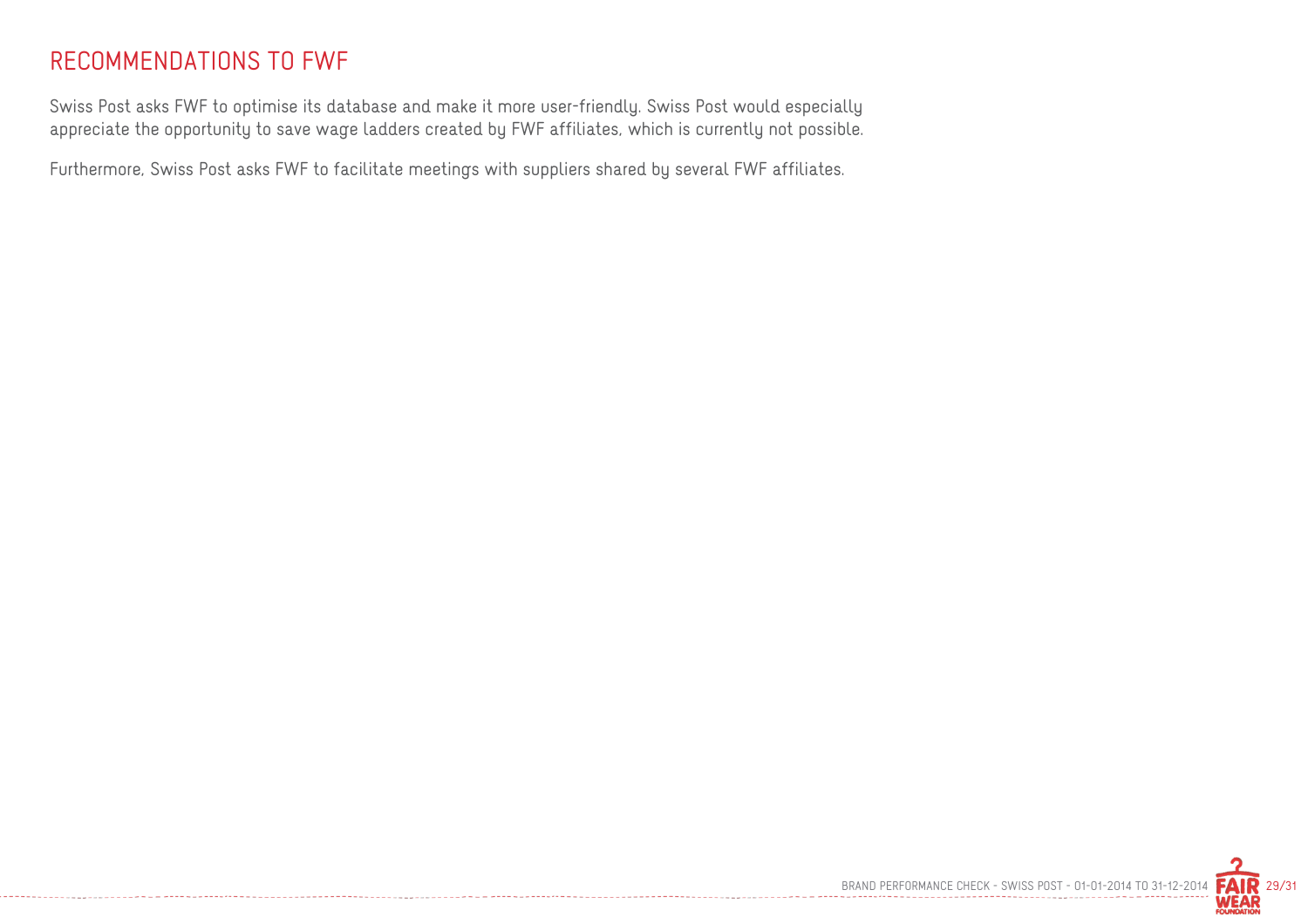## RECOMMENDATIONS TO FWF

Swiss Post asks FWF to optimise its database and make it more user-friendly. Swiss Post would especially appreciate the opportunity to save wage ladders created by FWF affiliates, which is currently not possible.

Furthermore, Swiss Post asks FWF to facilitate meetings with suppliers shared by several FWF affiliates.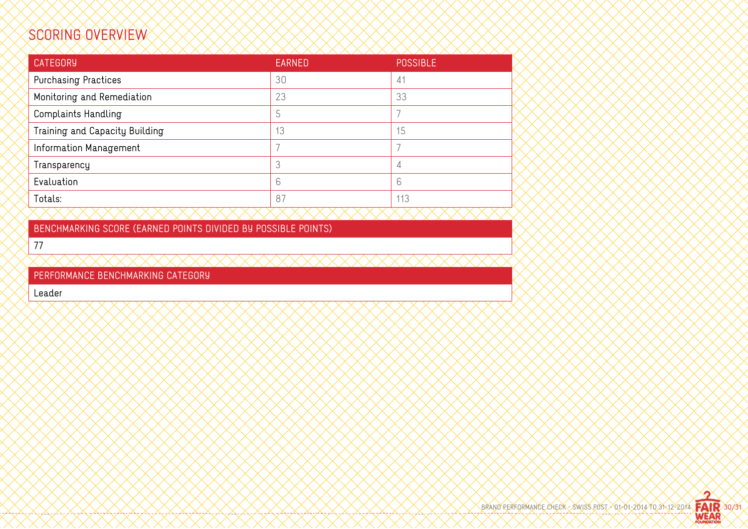## SCORING OVERVIEW

| CATEGORY | EARNED | POSSIBLE |
|---|---|---|
| Purchasing Practices | 30 | 41 |
| Monitoring and Remediation | 23 | 33 |
| Complaints Handling | 5 | 7 |
| Training and Capacity Building | 13 | 15 |
| Information Management | 7 | 7 |
| Transparency | 3 | 4 |
| Evaluation | 6 | 6 |
| Totals: | 87 | 113 |

| BENCHMARKING SCORE (EARNED POINTS DIVIDED BY POSSIBLE POINTS) |
|---|
| 77 |

| PERFORMANCE BENCHMARKING CATEGORY |
|---|
| Leader |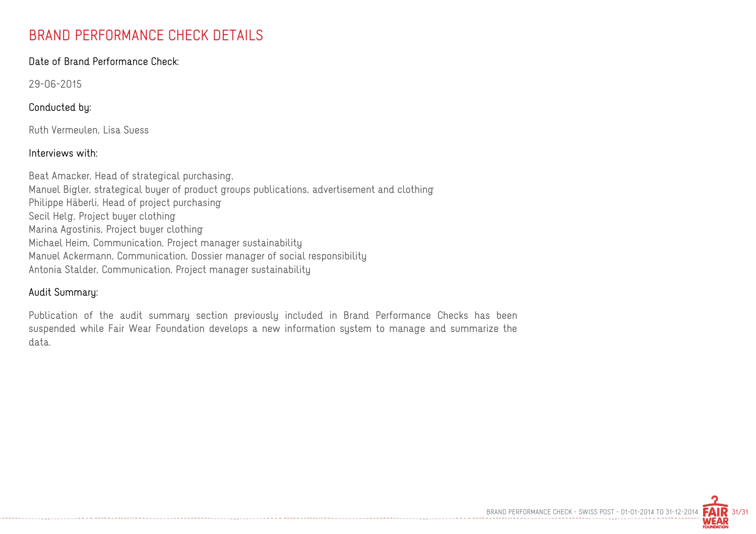# BRAND PERFORMANCE CHECK DETAILS

**Date of Brand Performance Check:**

29-06-2015

**Conducted by:**

Ruth Vermeulen, Lisa Suess

**Interviews with:**

Beat Amacker, Head of strategical purchasing,
Manuel Bigler, strategical buyer of product groups publications, advertisement and clothing
Philippe Häberli, Head of project purchasing
Secil Helg, Project buyer clothing
Marina Agostinis, Project buyer clothing
Michael Heim, Communication, Project manager sustainability
Manuel Ackermann, Communication, Dossier manager of social responsibility
Antonia Stalder, Communication, Project manager sustainability

**Audit Summary:**

Publication of the audit summary section previously included in Brand Performance Checks has been suspended while Fair Wear Foundation develops a new information system to manage and summarize the data.